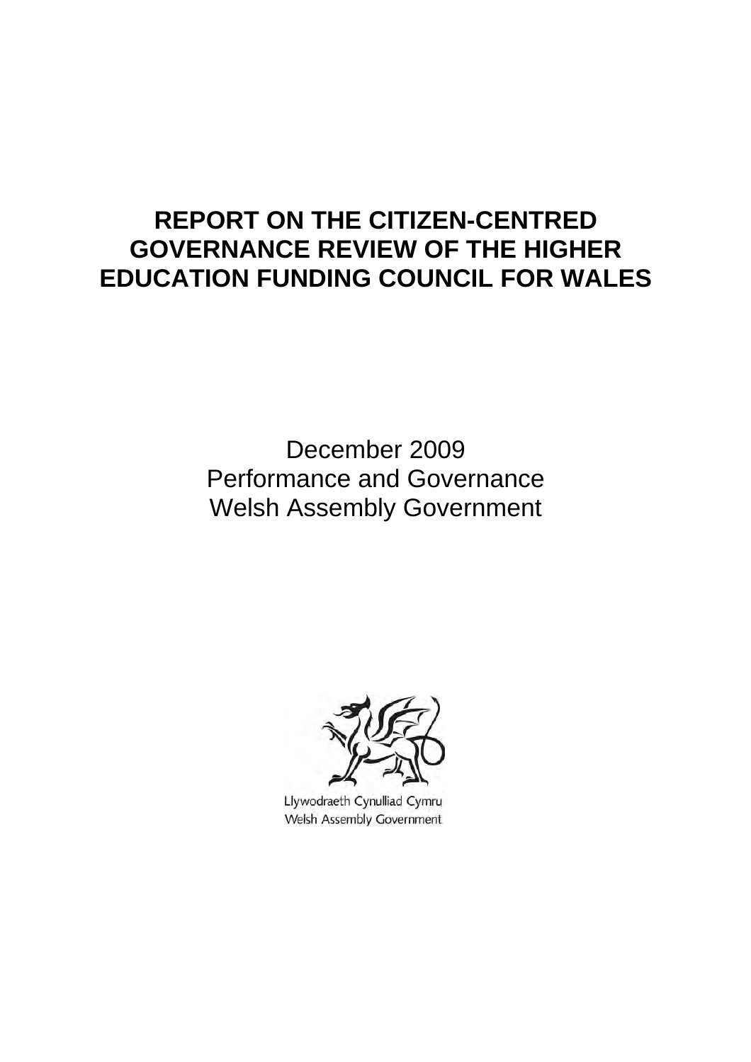# REPORT ON THE CITIZEN-CENTRED GOVERNANCE REVIEW OF THE HIGHER EDUCATION FUNDING COUNCIL FOR WALES

December 2009
Performance and Governance
Welsh Assembly Government

Llywodraeth Cynulliad Cymru
Welsh Assembly Government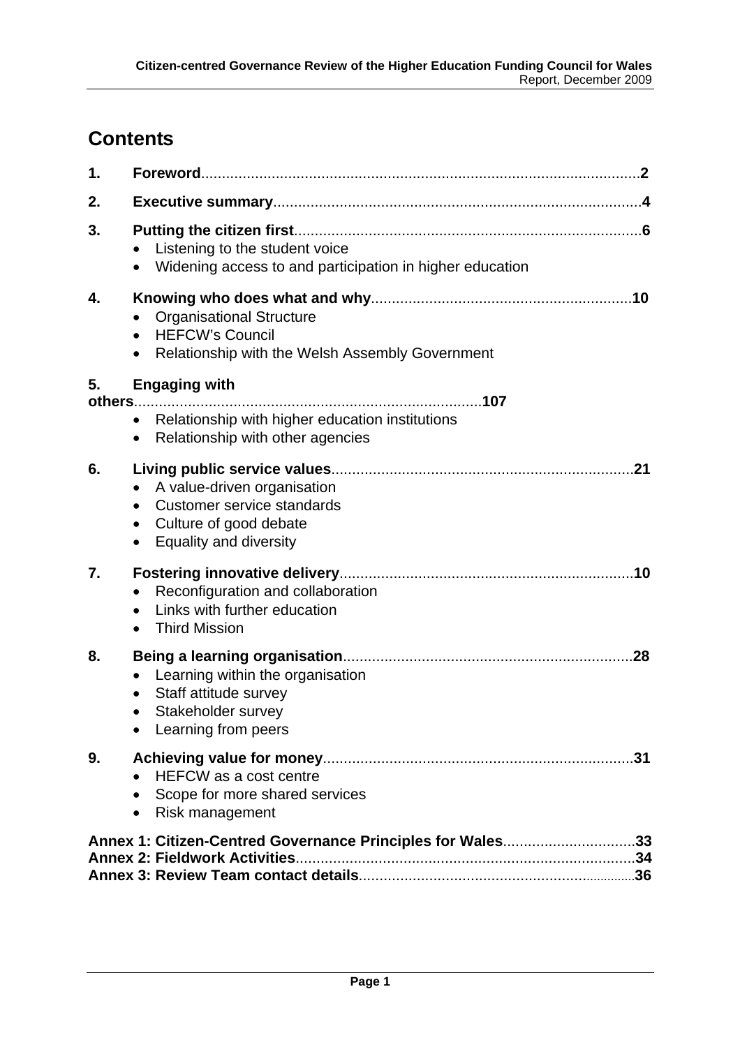# Contents

1. **Foreword** ... **2**
2. **Executive summary** ... **4**
3. **Putting the citizen first** ... **6**
   - Listening to the student voice
   - Widening access to and participation in higher education
4. **Knowing who does what and why** ... **10**
   - Organisational Structure
   - HEFCW's Council
   - Relationship with the Welsh Assembly Government
5. **Engaging with others** ... **107**
   - Relationship with higher education institutions
   - Relationship with other agencies
6. **Living public service values** ... **21**
   - A value-driven organisation
   - Customer service standards
   - Culture of good debate
   - Equality and diversity
7. **Fostering innovative delivery** ... **10**
   - Reconfiguration and collaboration
   - Links with further education
   - Third Mission
8. **Being a learning organisation** ... **28**
   - Learning within the organisation
   - Staff attitude survey
   - Stakeholder survey
   - Learning from peers
9. **Achieving value for money** ... **31**
   - HEFCW as a cost centre
   - Scope for more shared services
   - Risk management

**Annex 1: Citizen-Centred Governance Principles for Wales** ... **33**
**Annex 2: Fieldwork Activities** ... **34**
**Annex 3: Review Team contact details** ... **36**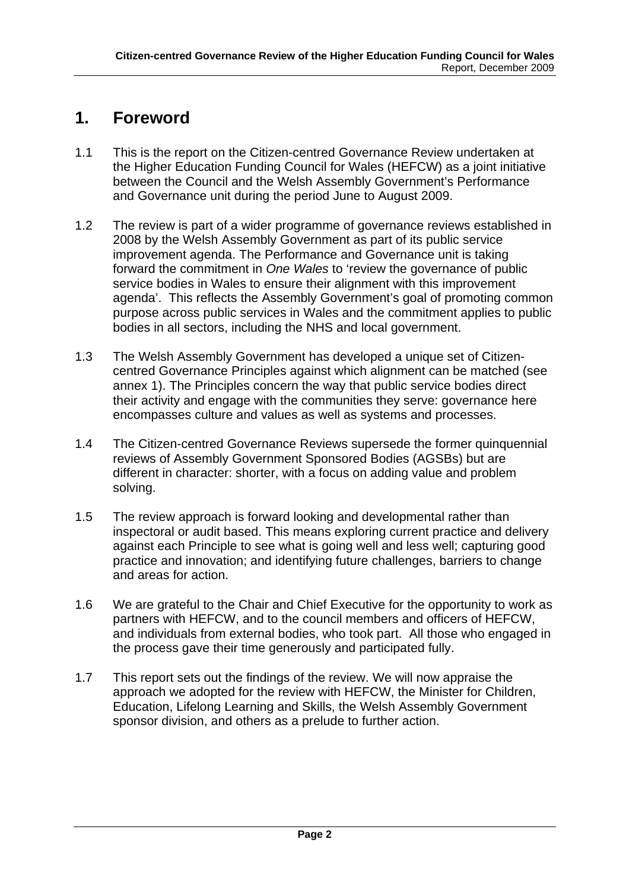# 1. Foreword

1.1 This is the report on the Citizen-centred Governance Review undertaken at the Higher Education Funding Council for Wales (HEFCW) as a joint initiative between the Council and the Welsh Assembly Government's Performance and Governance unit during the period June to August 2009.

1.2 The review is part of a wider programme of governance reviews established in 2008 by the Welsh Assembly Government as part of its public service improvement agenda. The Performance and Governance unit is taking forward the commitment in *One Wales* to 'review the governance of public service bodies in Wales to ensure their alignment with this improvement agenda'. This reflects the Assembly Government's goal of promoting common purpose across public services in Wales and the commitment applies to public bodies in all sectors, including the NHS and local government.

1.3 The Welsh Assembly Government has developed a unique set of Citizen-centred Governance Principles against which alignment can be matched (see annex 1). The Principles concern the way that public service bodies direct their activity and engage with the communities they serve: governance here encompasses culture and values as well as systems and processes.

1.4 The Citizen-centred Governance Reviews supersede the former quinquennial reviews of Assembly Government Sponsored Bodies (AGSBs) but are different in character: shorter, with a focus on adding value and problem solving.

1.5 The review approach is forward looking and developmental rather than inspectoral or audit based. This means exploring current practice and delivery against each Principle to see what is going well and less well; capturing good practice and innovation; and identifying future challenges, barriers to change and areas for action.

1.6 We are grateful to the Chair and Chief Executive for the opportunity to work as partners with HEFCW, and to the council members and officers of HEFCW, and individuals from external bodies, who took part. All those who engaged in the process gave their time generously and participated fully.

1.7 This report sets out the findings of the review. We will now appraise the approach we adopted for the review with HEFCW, the Minister for Children, Education, Lifelong Learning and Skills, the Welsh Assembly Government sponsor division, and others as a prelude to further action.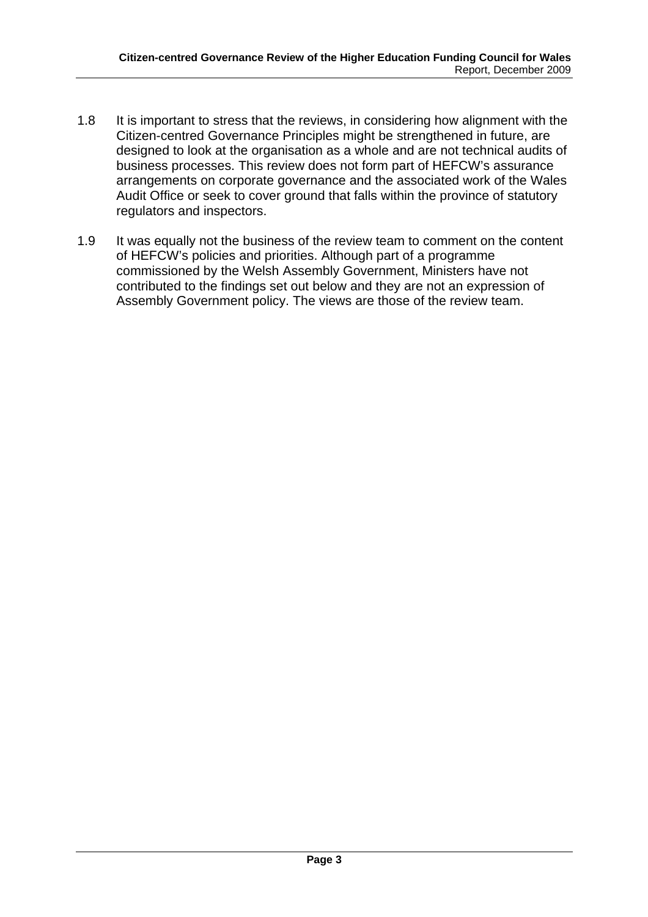1.8 It is important to stress that the reviews, in considering how alignment with the Citizen-centred Governance Principles might be strengthened in future, are designed to look at the organisation as a whole and are not technical audits of business processes. This review does not form part of HEFCW's assurance arrangements on corporate governance and the associated work of the Wales Audit Office or seek to cover ground that falls within the province of statutory regulators and inspectors.

1.9 It was equally not the business of the review team to comment on the content of HEFCW's policies and priorities. Although part of a programme commissioned by the Welsh Assembly Government, Ministers have not contributed to the findings set out below and they are not an expression of Assembly Government policy. The views are those of the review team.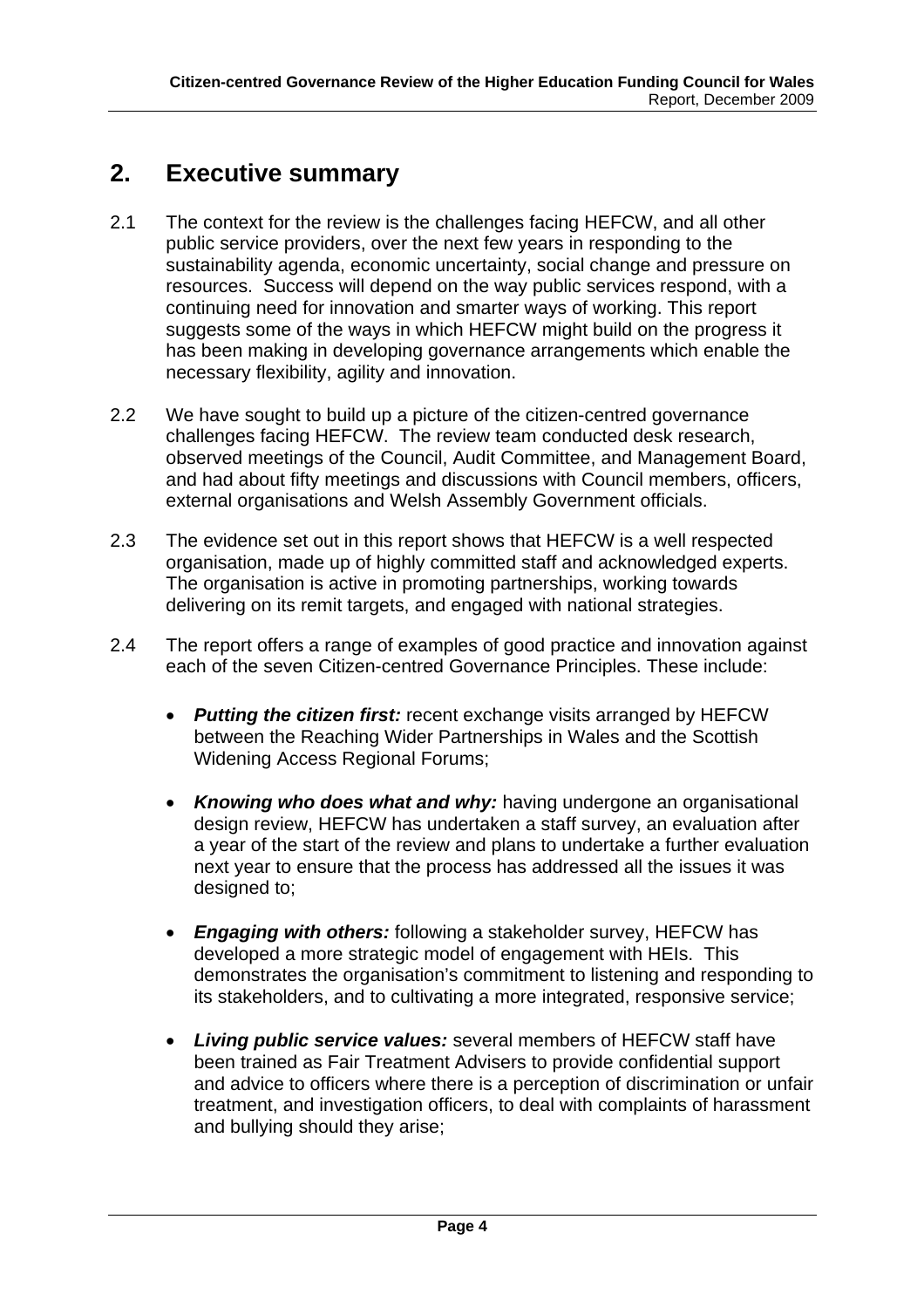## 2. Executive summary

2.1 The context for the review is the challenges facing HEFCW, and all other public service providers, over the next few years in responding to the sustainability agenda, economic uncertainty, social change and pressure on resources. Success will depend on the way public services respond, with a continuing need for innovation and smarter ways of working. This report suggests some of the ways in which HEFCW might build on the progress it has been making in developing governance arrangements which enable the necessary flexibility, agility and innovation.

2.2 We have sought to build up a picture of the citizen-centred governance challenges facing HEFCW. The review team conducted desk research, observed meetings of the Council, Audit Committee, and Management Board, and had about fifty meetings and discussions with Council members, officers, external organisations and Welsh Assembly Government officials.

2.3 The evidence set out in this report shows that HEFCW is a well respected organisation, made up of highly committed staff and acknowledged experts. The organisation is active in promoting partnerships, working towards delivering on its remit targets, and engaged with national strategies.

2.4 The report offers a range of examples of good practice and innovation against each of the seven Citizen-centred Governance Principles. These include:

- ***Putting the citizen first:*** recent exchange visits arranged by HEFCW between the Reaching Wider Partnerships in Wales and the Scottish Widening Access Regional Forums;

- ***Knowing who does what and why:*** having undergone an organisational design review, HEFCW has undertaken a staff survey, an evaluation after a year of the start of the review and plans to undertake a further evaluation next year to ensure that the process has addressed all the issues it was designed to;

- ***Engaging with others:*** following a stakeholder survey, HEFCW has developed a more strategic model of engagement with HEIs. This demonstrates the organisation's commitment to listening and responding to its stakeholders, and to cultivating a more integrated, responsive service;

- ***Living public service values:*** several members of HEFCW staff have been trained as Fair Treatment Advisers to provide confidential support and advice to officers where there is a perception of discrimination or unfair treatment, and investigation officers, to deal with complaints of harassment and bullying should they arise;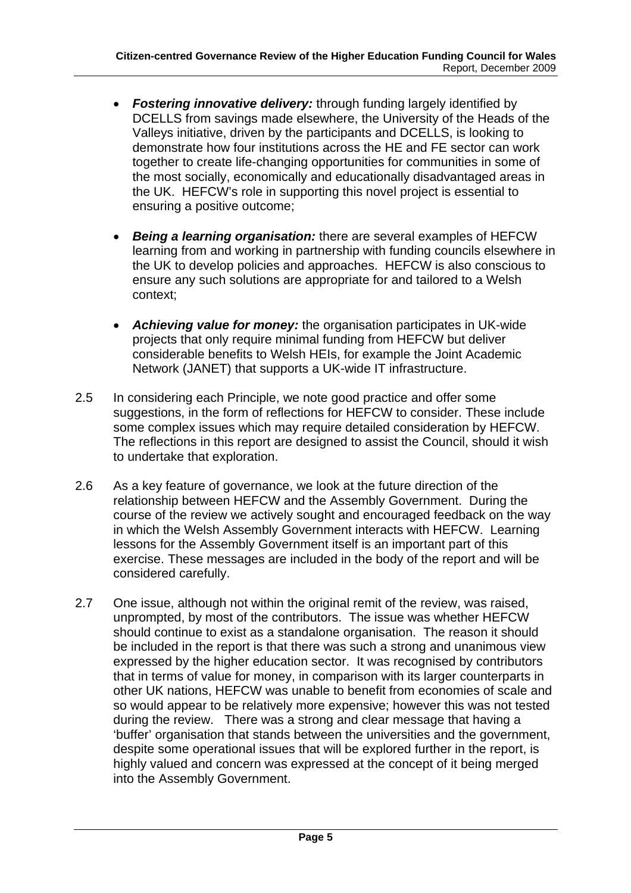- ***Fostering innovative delivery:*** through funding largely identified by DCELLS from savings made elsewhere, the University of the Heads of the Valleys initiative, driven by the participants and DCELLS, is looking to demonstrate how four institutions across the HE and FE sector can work together to create life-changing opportunities for communities in some of the most socially, economically and educationally disadvantaged areas in the UK. HEFCW's role in supporting this novel project is essential to ensuring a positive outcome;

- ***Being a learning organisation:*** there are several examples of HEFCW learning from and working in partnership with funding councils elsewhere in the UK to develop policies and approaches. HEFCW is also conscious to ensure any such solutions are appropriate for and tailored to a Welsh context;

- ***Achieving value for money:*** the organisation participates in UK-wide projects that only require minimal funding from HEFCW but deliver considerable benefits to Welsh HEIs, for example the Joint Academic Network (JANET) that supports a UK-wide IT infrastructure.

2.5 In considering each Principle, we note good practice and offer some suggestions, in the form of reflections for HEFCW to consider. These include some complex issues which may require detailed consideration by HEFCW. The reflections in this report are designed to assist the Council, should it wish to undertake that exploration.

2.6 As a key feature of governance, we look at the future direction of the relationship between HEFCW and the Assembly Government. During the course of the review we actively sought and encouraged feedback on the way in which the Welsh Assembly Government interacts with HEFCW. Learning lessons for the Assembly Government itself is an important part of this exercise. These messages are included in the body of the report and will be considered carefully.

2.7 One issue, although not within the original remit of the review, was raised, unprompted, by most of the contributors. The issue was whether HEFCW should continue to exist as a standalone organisation. The reason it should be included in the report is that there was such a strong and unanimous view expressed by the higher education sector. It was recognised by contributors that in terms of value for money, in comparison with its larger counterparts in other UK nations, HEFCW was unable to benefit from economies of scale and so would appear to be relatively more expensive; however this was not tested during the review. There was a strong and clear message that having a 'buffer' organisation that stands between the universities and the government, despite some operational issues that will be explored further in the report, is highly valued and concern was expressed at the concept of it being merged into the Assembly Government.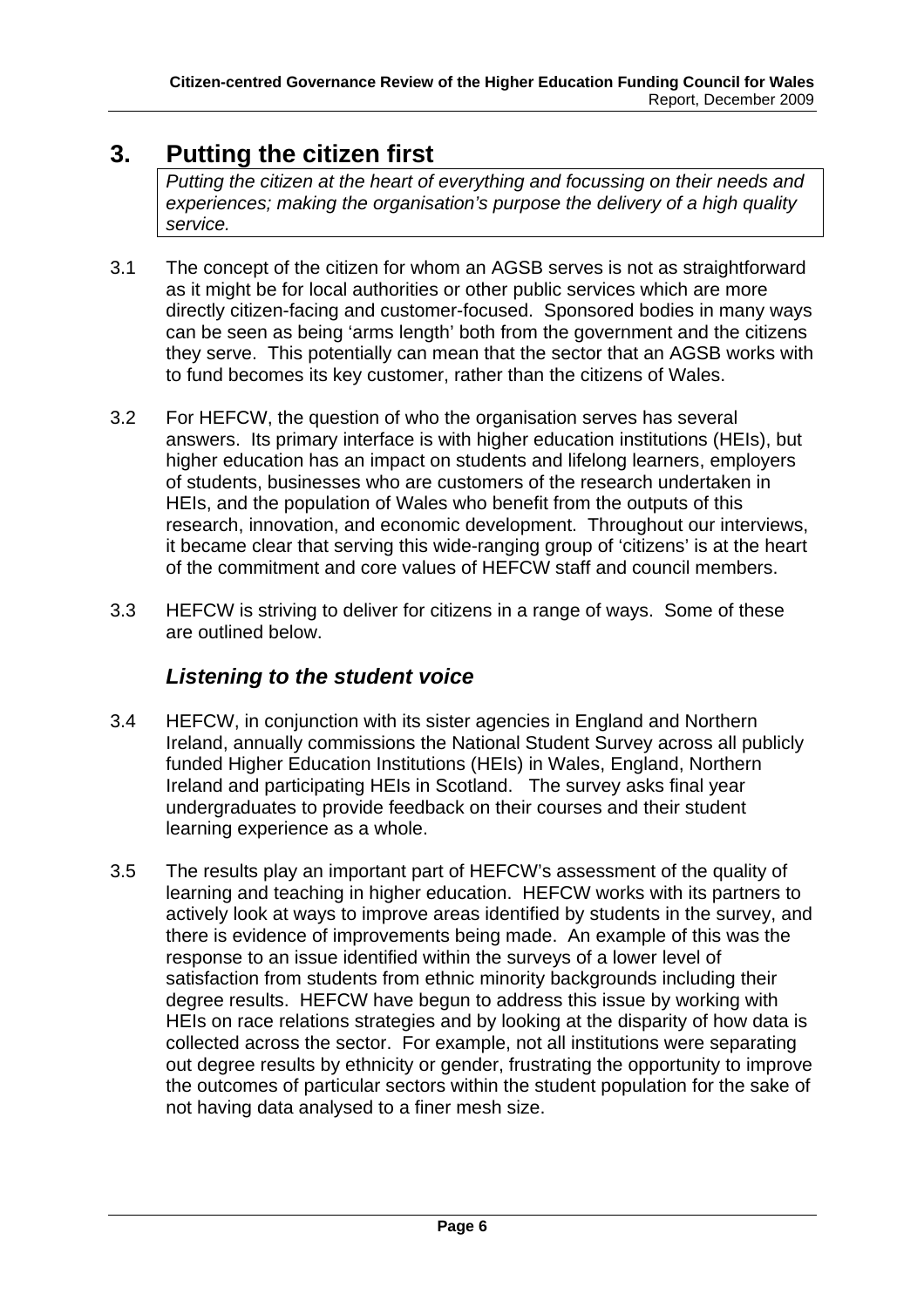# 3. Putting the citizen first

*Putting the citizen at the heart of everything and focussing on their needs and experiences; making the organisation's purpose the delivery of a high quality service.*

3.1 The concept of the citizen for whom an AGSB serves is not as straightforward as it might be for local authorities or other public services which are more directly citizen-facing and customer-focused. Sponsored bodies in many ways can be seen as being 'arms length' both from the government and the citizens they serve. This potentially can mean that the sector that an AGSB works with to fund becomes its key customer, rather than the citizens of Wales.

3.2 For HEFCW, the question of who the organisation serves has several answers. Its primary interface is with higher education institutions (HEIs), but higher education has an impact on students and lifelong learners, employers of students, businesses who are customers of the research undertaken in HEIs, and the population of Wales who benefit from the outputs of this research, innovation, and economic development. Throughout our interviews, it became clear that serving this wide-ranging group of 'citizens' is at the heart of the commitment and core values of HEFCW staff and council members.

3.3 HEFCW is striving to deliver for citizens in a range of ways. Some of these are outlined below.

### *Listening to the student voice*

3.4 HEFCW, in conjunction with its sister agencies in England and Northern Ireland, annually commissions the National Student Survey across all publicly funded Higher Education Institutions (HEIs) in Wales, England, Northern Ireland and participating HEIs in Scotland. The survey asks final year undergraduates to provide feedback on their courses and their student learning experience as a whole.

3.5 The results play an important part of HEFCW's assessment of the quality of learning and teaching in higher education. HEFCW works with its partners to actively look at ways to improve areas identified by students in the survey, and there is evidence of improvements being made. An example of this was the response to an issue identified within the surveys of a lower level of satisfaction from students from ethnic minority backgrounds including their degree results. HEFCW have begun to address this issue by working with HEIs on race relations strategies and by looking at the disparity of how data is collected across the sector. For example, not all institutions were separating out degree results by ethnicity or gender, frustrating the opportunity to improve the outcomes of particular sectors within the student population for the sake of not having data analysed to a finer mesh size.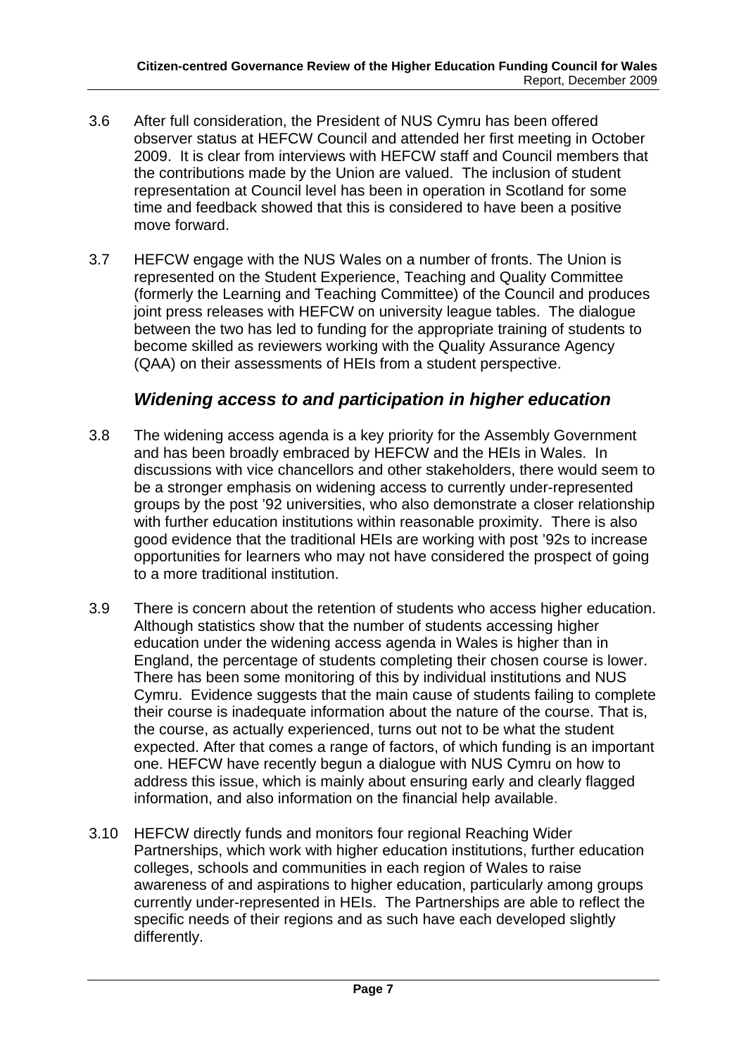3.6 After full consideration, the President of NUS Cymru has been offered observer status at HEFCW Council and attended her first meeting in October 2009. It is clear from interviews with HEFCW staff and Council members that the contributions made by the Union are valued. The inclusion of student representation at Council level has been in operation in Scotland for some time and feedback showed that this is considered to have been a positive move forward.

3.7 HEFCW engage with the NUS Wales on a number of fronts. The Union is represented on the Student Experience, Teaching and Quality Committee (formerly the Learning and Teaching Committee) of the Council and produces joint press releases with HEFCW on university league tables. The dialogue between the two has led to funding for the appropriate training of students to become skilled as reviewers working with the Quality Assurance Agency (QAA) on their assessments of HEIs from a student perspective.

### *Widening access to and participation in higher education*

3.8 The widening access agenda is a key priority for the Assembly Government and has been broadly embraced by HEFCW and the HEIs in Wales. In discussions with vice chancellors and other stakeholders, there would seem to be a stronger emphasis on widening access to currently under-represented groups by the post '92 universities, who also demonstrate a closer relationship with further education institutions within reasonable proximity. There is also good evidence that the traditional HEIs are working with post '92s to increase opportunities for learners who may not have considered the prospect of going to a more traditional institution.

3.9 There is concern about the retention of students who access higher education. Although statistics show that the number of students accessing higher education under the widening access agenda in Wales is higher than in England, the percentage of students completing their chosen course is lower. There has been some monitoring of this by individual institutions and NUS Cymru. Evidence suggests that the main cause of students failing to complete their course is inadequate information about the nature of the course. That is, the course, as actually experienced, turns out not to be what the student expected. After that comes a range of factors, of which funding is an important one. HEFCW have recently begun a dialogue with NUS Cymru on how to address this issue, which is mainly about ensuring early and clearly flagged information, and also information on the financial help available.

3.10 HEFCW directly funds and monitors four regional Reaching Wider Partnerships, which work with higher education institutions, further education colleges, schools and communities in each region of Wales to raise awareness of and aspirations to higher education, particularly among groups currently under-represented in HEIs. The Partnerships are able to reflect the specific needs of their regions and as such have each developed slightly differently.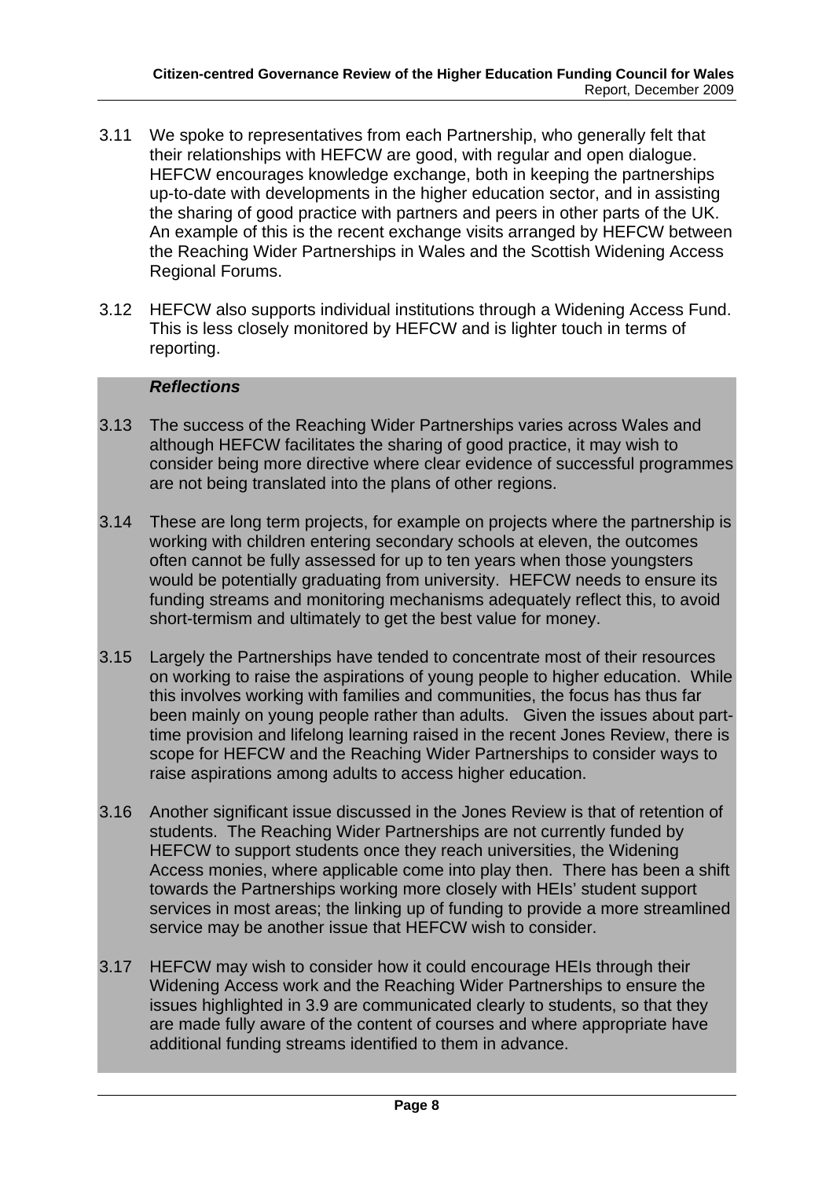3.11 We spoke to representatives from each Partnership, who generally felt that their relationships with HEFCW are good, with regular and open dialogue. HEFCW encourages knowledge exchange, both in keeping the partnerships up-to-date with developments in the higher education sector, and in assisting the sharing of good practice with partners and peers in other parts of the UK. An example of this is the recent exchange visits arranged by HEFCW between the Reaching Wider Partnerships in Wales and the Scottish Widening Access Regional Forums.

3.12 HEFCW also supports individual institutions through a Widening Access Fund. This is less closely monitored by HEFCW and is lighter touch in terms of reporting.

***Reflections***

3.13 The success of the Reaching Wider Partnerships varies across Wales and although HEFCW facilitates the sharing of good practice, it may wish to consider being more directive where clear evidence of successful programmes are not being translated into the plans of other regions.

3.14 These are long term projects, for example on projects where the partnership is working with children entering secondary schools at eleven, the outcomes often cannot be fully assessed for up to ten years when those youngsters would be potentially graduating from university. HEFCW needs to ensure its funding streams and monitoring mechanisms adequately reflect this, to avoid short-termism and ultimately to get the best value for money.

3.15 Largely the Partnerships have tended to concentrate most of their resources on working to raise the aspirations of young people to higher education. While this involves working with families and communities, the focus has thus far been mainly on young people rather than adults. Given the issues about part-time provision and lifelong learning raised in the recent Jones Review, there is scope for HEFCW and the Reaching Wider Partnerships to consider ways to raise aspirations among adults to access higher education.

3.16 Another significant issue discussed in the Jones Review is that of retention of students. The Reaching Wider Partnerships are not currently funded by HEFCW to support students once they reach universities, the Widening Access monies, where applicable come into play then. There has been a shift towards the Partnerships working more closely with HEIs' student support services in most areas; the linking up of funding to provide a more streamlined service may be another issue that HEFCW wish to consider.

3.17 HEFCW may wish to consider how it could encourage HEIs through their Widening Access work and the Reaching Wider Partnerships to ensure the issues highlighted in 3.9 are communicated clearly to students, so that they are made fully aware of the content of courses and where appropriate have additional funding streams identified to them in advance.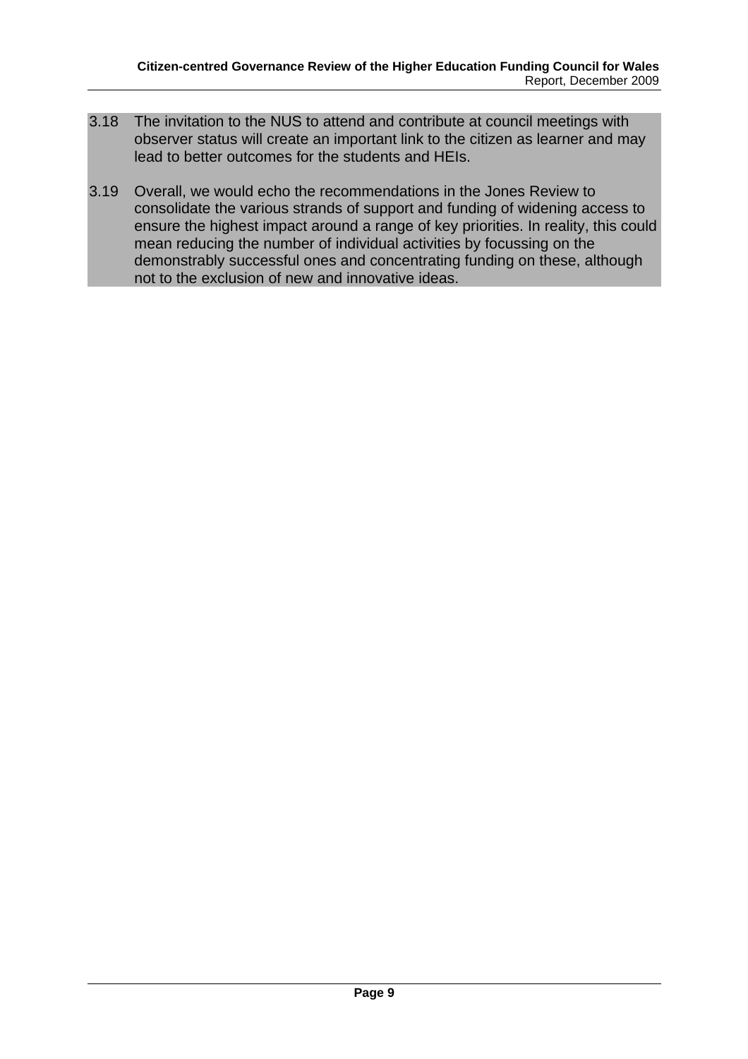3.18 The invitation to the NUS to attend and contribute at council meetings with observer status will create an important link to the citizen as learner and may lead to better outcomes for the students and HEIs.

3.19 Overall, we would echo the recommendations in the Jones Review to consolidate the various strands of support and funding of widening access to ensure the highest impact around a range of key priorities. In reality, this could mean reducing the number of individual activities by focussing on the demonstrably successful ones and concentrating funding on these, although not to the exclusion of new and innovative ideas.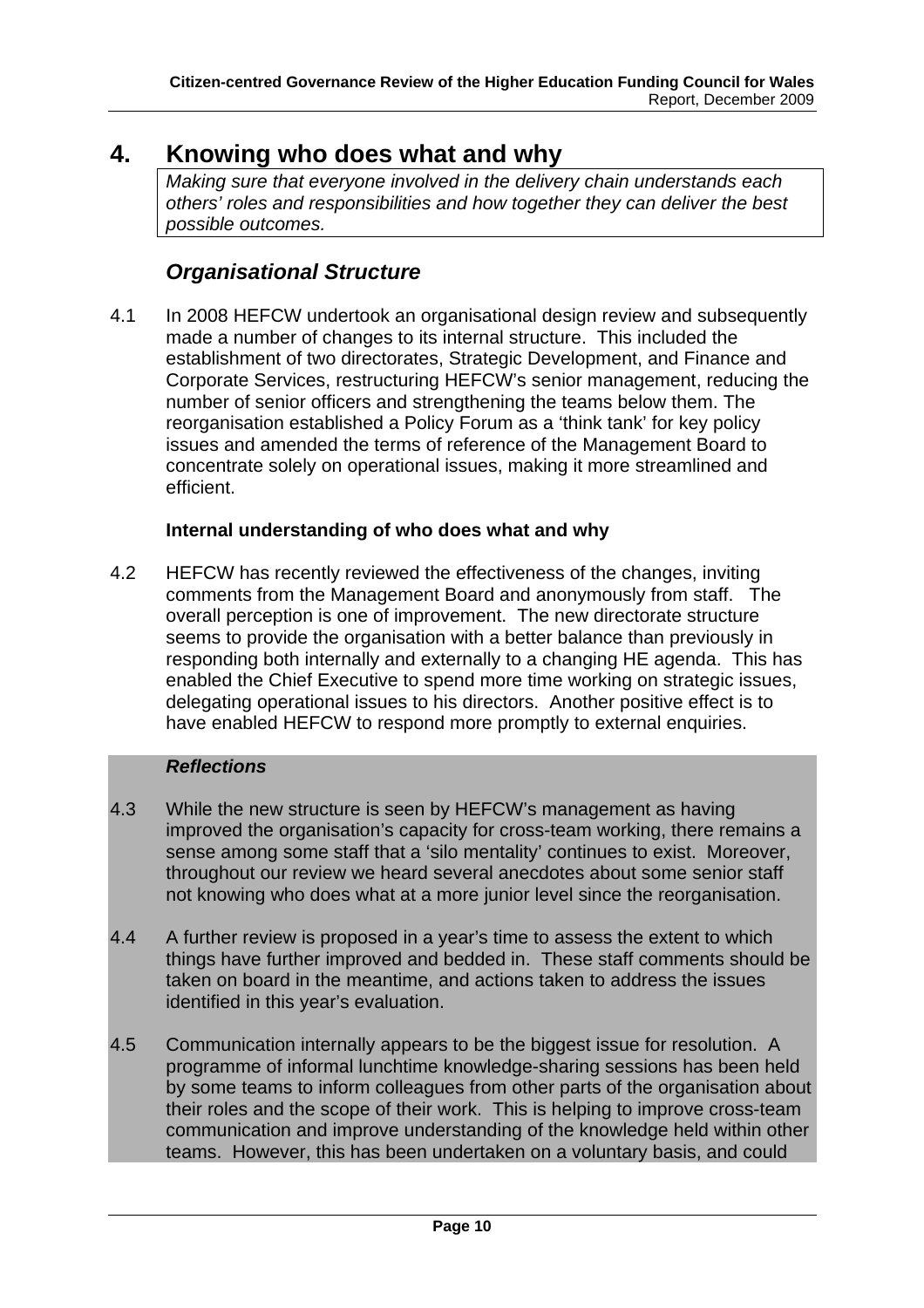# 4. Knowing who does what and why

*Making sure that everyone involved in the delivery chain understands each others' roles and responsibilities and how together they can deliver the best possible outcomes.*

## *Organisational Structure*

4.1 In 2008 HEFCW undertook an organisational design review and subsequently made a number of changes to its internal structure. This included the establishment of two directorates, Strategic Development, and Finance and Corporate Services, restructuring HEFCW's senior management, reducing the number of senior officers and strengthening the teams below them. The reorganisation established a Policy Forum as a 'think tank' for key policy issues and amended the terms of reference of the Management Board to concentrate solely on operational issues, making it more streamlined and efficient.

### Internal understanding of who does what and why

4.2 HEFCW has recently reviewed the effectiveness of the changes, inviting comments from the Management Board and anonymously from staff. The overall perception is one of improvement. The new directorate structure seems to provide the organisation with a better balance than previously in responding both internally and externally to a changing HE agenda. This has enabled the Chief Executive to spend more time working on strategic issues, delegating operational issues to his directors. Another positive effect is to have enabled HEFCW to respond more promptly to external enquiries.

***Reflections***

4.3 While the new structure is seen by HEFCW's management as having improved the organisation's capacity for cross-team working, there remains a sense among some staff that a 'silo mentality' continues to exist. Moreover, throughout our review we heard several anecdotes about some senior staff not knowing who does what at a more junior level since the reorganisation.

4.4 A further review is proposed in a year's time to assess the extent to which things have further improved and bedded in. These staff comments should be taken on board in the meantime, and actions taken to address the issues identified in this year's evaluation.

4.5 Communication internally appears to be the biggest issue for resolution. A programme of informal lunchtime knowledge-sharing sessions has been held by some teams to inform colleagues from other parts of the organisation about their roles and the scope of their work. This is helping to improve cross-team communication and improve understanding of the knowledge held within other teams. However, this has been undertaken on a voluntary basis, and could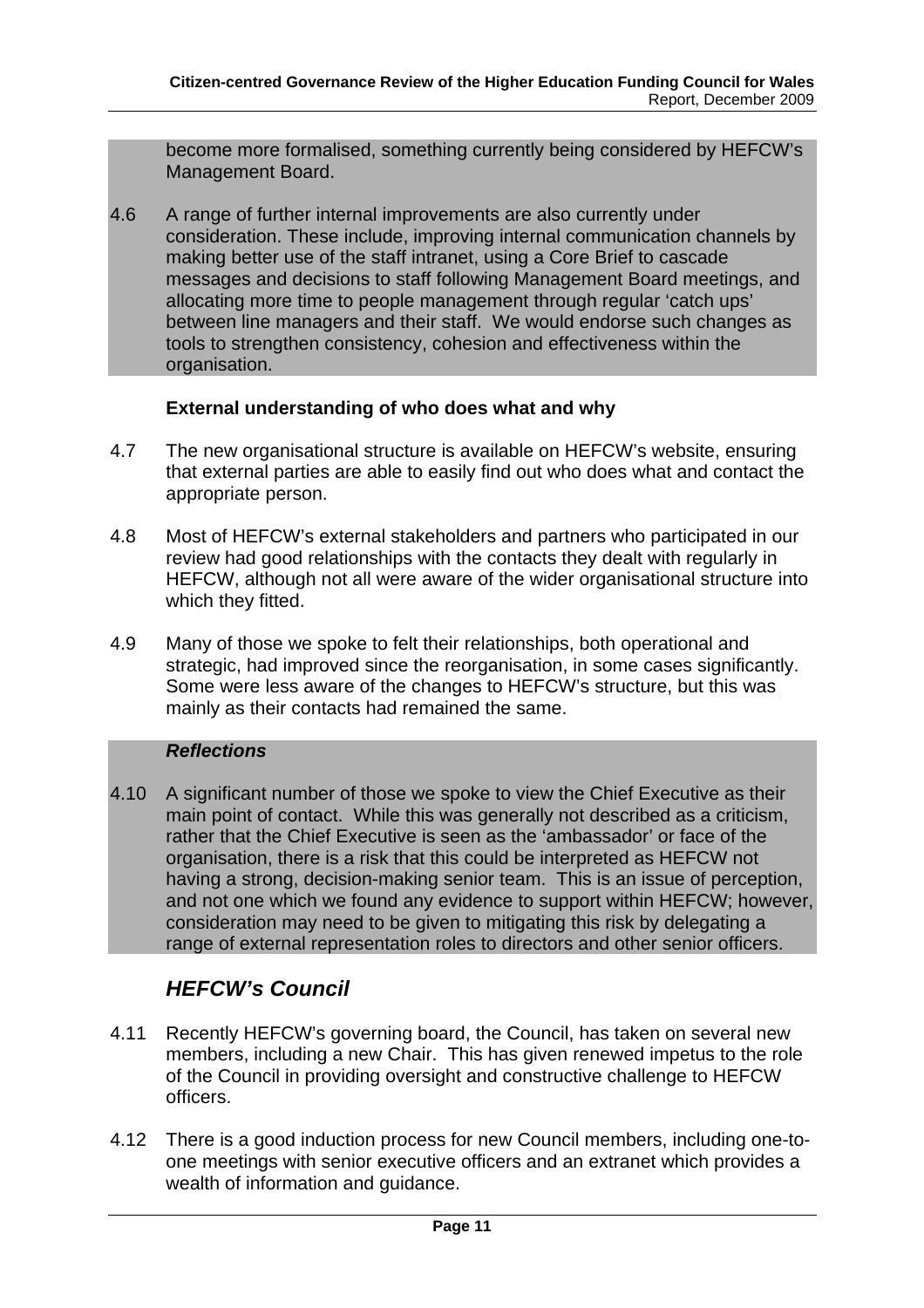become more formalised, something currently being considered by HEFCW's Management Board.

4.6 A range of further internal improvements are also currently under consideration. These include, improving internal communication channels by making better use of the staff intranet, using a Core Brief to cascade messages and decisions to staff following Management Board meetings, and allocating more time to people management through regular 'catch ups' between line managers and their staff. We would endorse such changes as tools to strengthen consistency, cohesion and effectiveness within the organisation.

**External understanding of who does what and why**

4.7 The new organisational structure is available on HEFCW's website, ensuring that external parties are able to easily find out who does what and contact the appropriate person.

4.8 Most of HEFCW's external stakeholders and partners who participated in our review had good relationships with the contacts they dealt with regularly in HEFCW, although not all were aware of the wider organisational structure into which they fitted.

4.9 Many of those we spoke to felt their relationships, both operational and strategic, had improved since the reorganisation, in some cases significantly. Some were less aware of the changes to HEFCW's structure, but this was mainly as their contacts had remained the same.

***Reflections***

4.10 A significant number of those we spoke to view the Chief Executive as their main point of contact. While this was generally not described as a criticism, rather that the Chief Executive is seen as the 'ambassador' or face of the organisation, there is a risk that this could be interpreted as HEFCW not having a strong, decision-making senior team. This is an issue of perception, and not one which we found any evidence to support within HEFCW; however, consideration may need to be given to mitigating this risk by delegating a range of external representation roles to directors and other senior officers.

## *HEFCW's Council*

4.11 Recently HEFCW's governing board, the Council, has taken on several new members, including a new Chair. This has given renewed impetus to the role of the Council in providing oversight and constructive challenge to HEFCW officers.

4.12 There is a good induction process for new Council members, including one-to-one meetings with senior executive officers and an extranet which provides a wealth of information and guidance.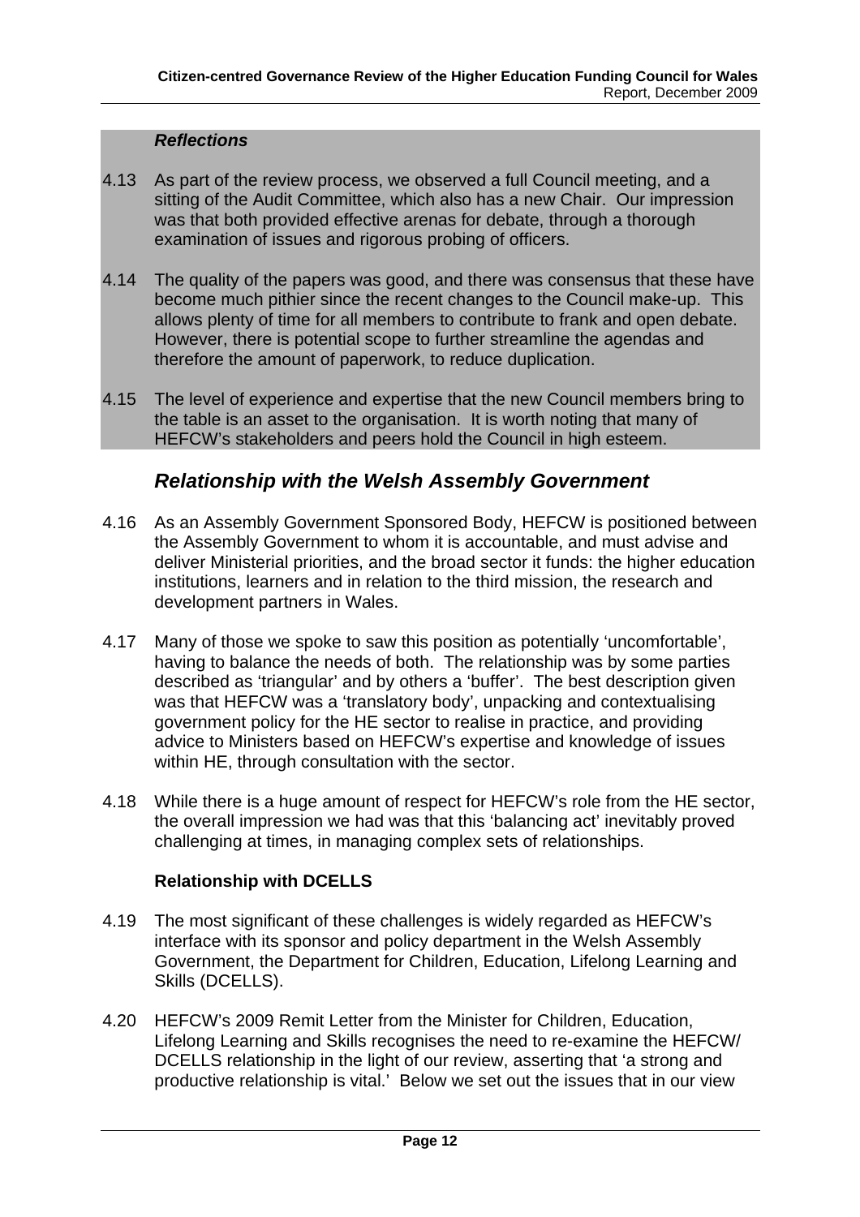***Reflections***

4.13 As part of the review process, we observed a full Council meeting, and a sitting of the Audit Committee, which also has a new Chair. Our impression was that both provided effective arenas for debate, through a thorough examination of issues and rigorous probing of officers.

4.14 The quality of the papers was good, and there was consensus that these have become much pithier since the recent changes to the Council make-up. This allows plenty of time for all members to contribute to frank and open debate. However, there is potential scope to further streamline the agendas and therefore the amount of paperwork, to reduce duplication.

4.15 The level of experience and expertise that the new Council members bring to the table is an asset to the organisation. It is worth noting that many of HEFCW's stakeholders and peers hold the Council in high esteem.

## *Relationship with the Welsh Assembly Government*

4.16 As an Assembly Government Sponsored Body, HEFCW is positioned between the Assembly Government to whom it is accountable, and must advise and deliver Ministerial priorities, and the broad sector it funds: the higher education institutions, learners and in relation to the third mission, the research and development partners in Wales.

4.17 Many of those we spoke to saw this position as potentially 'uncomfortable', having to balance the needs of both. The relationship was by some parties described as 'triangular' and by others a 'buffer'. The best description given was that HEFCW was a 'translatory body', unpacking and contextualising government policy for the HE sector to realise in practice, and providing advice to Ministers based on HEFCW's expertise and knowledge of issues within HE, through consultation with the sector.

4.18 While there is a huge amount of respect for HEFCW's role from the HE sector, the overall impression we had was that this 'balancing act' inevitably proved challenging at times, in managing complex sets of relationships.

### Relationship with DCELLS

4.19 The most significant of these challenges is widely regarded as HEFCW's interface with its sponsor and policy department in the Welsh Assembly Government, the Department for Children, Education, Lifelong Learning and Skills (DCELLS).

4.20 HEFCW's 2009 Remit Letter from the Minister for Children, Education, Lifelong Learning and Skills recognises the need to re-examine the HEFCW/ DCELLS relationship in the light of our review, asserting that 'a strong and productive relationship is vital.' Below we set out the issues that in our view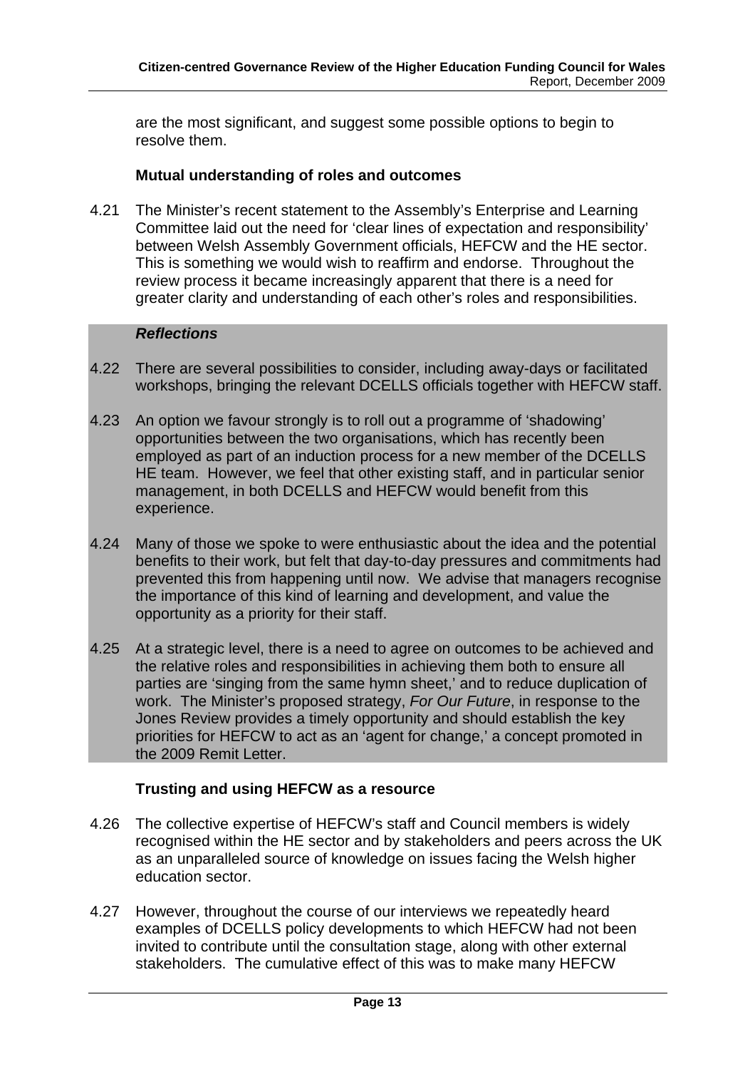are the most significant, and suggest some possible options to begin to resolve them.

### Mutual understanding of roles and outcomes

4.21 The Minister's recent statement to the Assembly's Enterprise and Learning Committee laid out the need for 'clear lines of expectation and responsibility' between Welsh Assembly Government officials, HEFCW and the HE sector. This is something we would wish to reaffirm and endorse. Throughout the review process it became increasingly apparent that there is a need for greater clarity and understanding of each other's roles and responsibilities.

***Reflections***

4.22 There are several possibilities to consider, including away-days or facilitated workshops, bringing the relevant DCELLS officials together with HEFCW staff.

4.23 An option we favour strongly is to roll out a programme of 'shadowing' opportunities between the two organisations, which has recently been employed as part of an induction process for a new member of the DCELLS HE team. However, we feel that other existing staff, and in particular senior management, in both DCELLS and HEFCW would benefit from this experience.

4.24 Many of those we spoke to were enthusiastic about the idea and the potential benefits to their work, but felt that day-to-day pressures and commitments had prevented this from happening until now. We advise that managers recognise the importance of this kind of learning and development, and value the opportunity as a priority for their staff.

4.25 At a strategic level, there is a need to agree on outcomes to be achieved and the relative roles and responsibilities in achieving them both to ensure all parties are 'singing from the same hymn sheet,' and to reduce duplication of work. The Minister's proposed strategy, *For Our Future*, in response to the Jones Review provides a timely opportunity and should establish the key priorities for HEFCW to act as an 'agent for change,' a concept promoted in the 2009 Remit Letter.

### Trusting and using HEFCW as a resource

4.26 The collective expertise of HEFCW's staff and Council members is widely recognised within the HE sector and by stakeholders and peers across the UK as an unparalleled source of knowledge on issues facing the Welsh higher education sector.

4.27 However, throughout the course of our interviews we repeatedly heard examples of DCELLS policy developments to which HEFCW had not been invited to contribute until the consultation stage, along with other external stakeholders. The cumulative effect of this was to make many HEFCW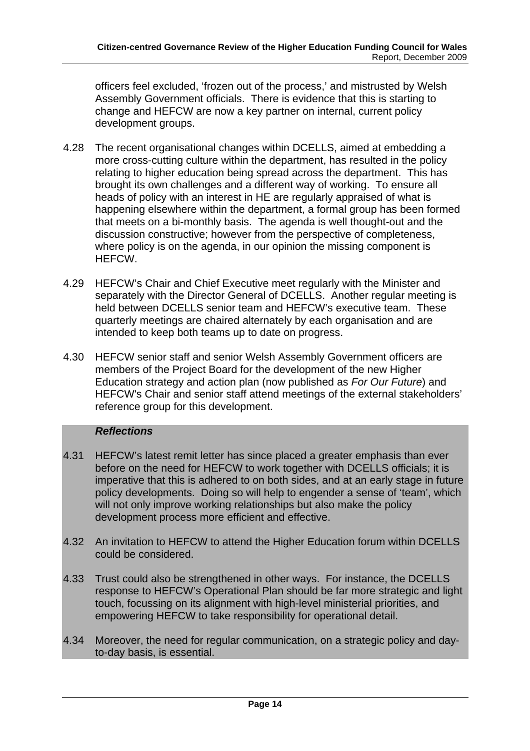officers feel excluded, 'frozen out of the process,' and mistrusted by Welsh Assembly Government officials. There is evidence that this is starting to change and HEFCW are now a key partner on internal, current policy development groups.

4.28 The recent organisational changes within DCELLS, aimed at embedding a more cross-cutting culture within the department, has resulted in the policy relating to higher education being spread across the department. This has brought its own challenges and a different way of working. To ensure all heads of policy with an interest in HE are regularly appraised of what is happening elsewhere within the department, a formal group has been formed that meets on a bi-monthly basis. The agenda is well thought-out and the discussion constructive; however from the perspective of completeness, where policy is on the agenda, in our opinion the missing component is HEFCW.

4.29 HEFCW's Chair and Chief Executive meet regularly with the Minister and separately with the Director General of DCELLS. Another regular meeting is held between DCELLS senior team and HEFCW's executive team. These quarterly meetings are chaired alternately by each organisation and are intended to keep both teams up to date on progress.

4.30 HEFCW senior staff and senior Welsh Assembly Government officers are members of the Project Board for the development of the new Higher Education strategy and action plan (now published as *For Our Future*) and HEFCW's Chair and senior staff attend meetings of the external stakeholders' reference group for this development.

***Reflections***

4.31 HEFCW's latest remit letter has since placed a greater emphasis than ever before on the need for HEFCW to work together with DCELLS officials; it is imperative that this is adhered to on both sides, and at an early stage in future policy developments. Doing so will help to engender a sense of 'team', which will not only improve working relationships but also make the policy development process more efficient and effective.

4.32 An invitation to HEFCW to attend the Higher Education forum within DCELLS could be considered.

4.33 Trust could also be strengthened in other ways. For instance, the DCELLS response to HEFCW's Operational Plan should be far more strategic and light touch, focussing on its alignment with high-level ministerial priorities, and empowering HEFCW to take responsibility for operational detail.

4.34 Moreover, the need for regular communication, on a strategic policy and day-to-day basis, is essential.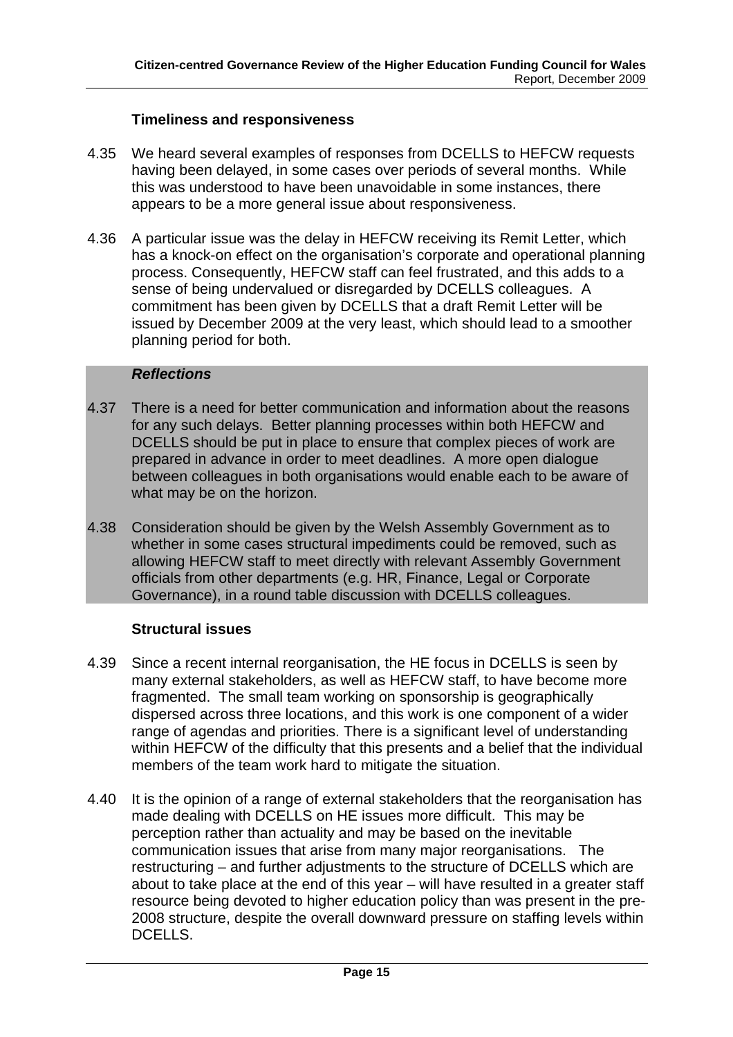### Timeliness and responsiveness

4.35 We heard several examples of responses from DCELLS to HEFCW requests having been delayed, in some cases over periods of several months. While this was understood to have been unavoidable in some instances, there appears to be a more general issue about responsiveness.

4.36 A particular issue was the delay in HEFCW receiving its Remit Letter, which has a knock-on effect on the organisation's corporate and operational planning process. Consequently, HEFCW staff can feel frustrated, and this adds to a sense of being undervalued or disregarded by DCELLS colleagues. A commitment has been given by DCELLS that a draft Remit Letter will be issued by December 2009 at the very least, which should lead to a smoother planning period for both.

***Reflections***

4.37 There is a need for better communication and information about the reasons for any such delays. Better planning processes within both HEFCW and DCELLS should be put in place to ensure that complex pieces of work are prepared in advance in order to meet deadlines. A more open dialogue between colleagues in both organisations would enable each to be aware of what may be on the horizon.

4.38 Consideration should be given by the Welsh Assembly Government as to whether in some cases structural impediments could be removed, such as allowing HEFCW staff to meet directly with relevant Assembly Government officials from other departments (e.g. HR, Finance, Legal or Corporate Governance), in a round table discussion with DCELLS colleagues.

### Structural issues

4.39 Since a recent internal reorganisation, the HE focus in DCELLS is seen by many external stakeholders, as well as HEFCW staff, to have become more fragmented. The small team working on sponsorship is geographically dispersed across three locations, and this work is one component of a wider range of agendas and priorities. There is a significant level of understanding within HEFCW of the difficulty that this presents and a belief that the individual members of the team work hard to mitigate the situation.

4.40 It is the opinion of a range of external stakeholders that the reorganisation has made dealing with DCELLS on HE issues more difficult. This may be perception rather than actuality and may be based on the inevitable communication issues that arise from many major reorganisations. The restructuring – and further adjustments to the structure of DCELLS which are about to take place at the end of this year – will have resulted in a greater staff resource being devoted to higher education policy than was present in the pre-2008 structure, despite the overall downward pressure on staffing levels within DCELLS.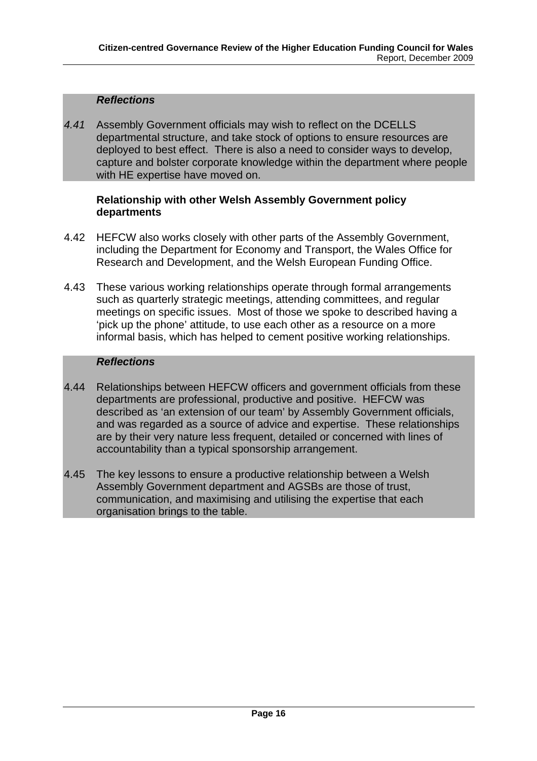***Reflections***

*4.41* Assembly Government officials may wish to reflect on the DCELLS departmental structure, and take stock of options to ensure resources are deployed to best effect. There is also a need to consider ways to develop, capture and bolster corporate knowledge within the department where people with HE expertise have moved on.

**Relationship with other Welsh Assembly Government policy departments**

4.42 HEFCW also works closely with other parts of the Assembly Government, including the Department for Economy and Transport, the Wales Office for Research and Development, and the Welsh European Funding Office.

4.43 These various working relationships operate through formal arrangements such as quarterly strategic meetings, attending committees, and regular meetings on specific issues. Most of those we spoke to described having a 'pick up the phone' attitude, to use each other as a resource on a more informal basis, which has helped to cement positive working relationships.

***Reflections***

4.44 Relationships between HEFCW officers and government officials from these departments are professional, productive and positive. HEFCW was described as 'an extension of our team' by Assembly Government officials, and was regarded as a source of advice and expertise. These relationships are by their very nature less frequent, detailed or concerned with lines of accountability than a typical sponsorship arrangement.

4.45 The key lessons to ensure a productive relationship between a Welsh Assembly Government department and AGSBs are those of trust, communication, and maximising and utilising the expertise that each organisation brings to the table.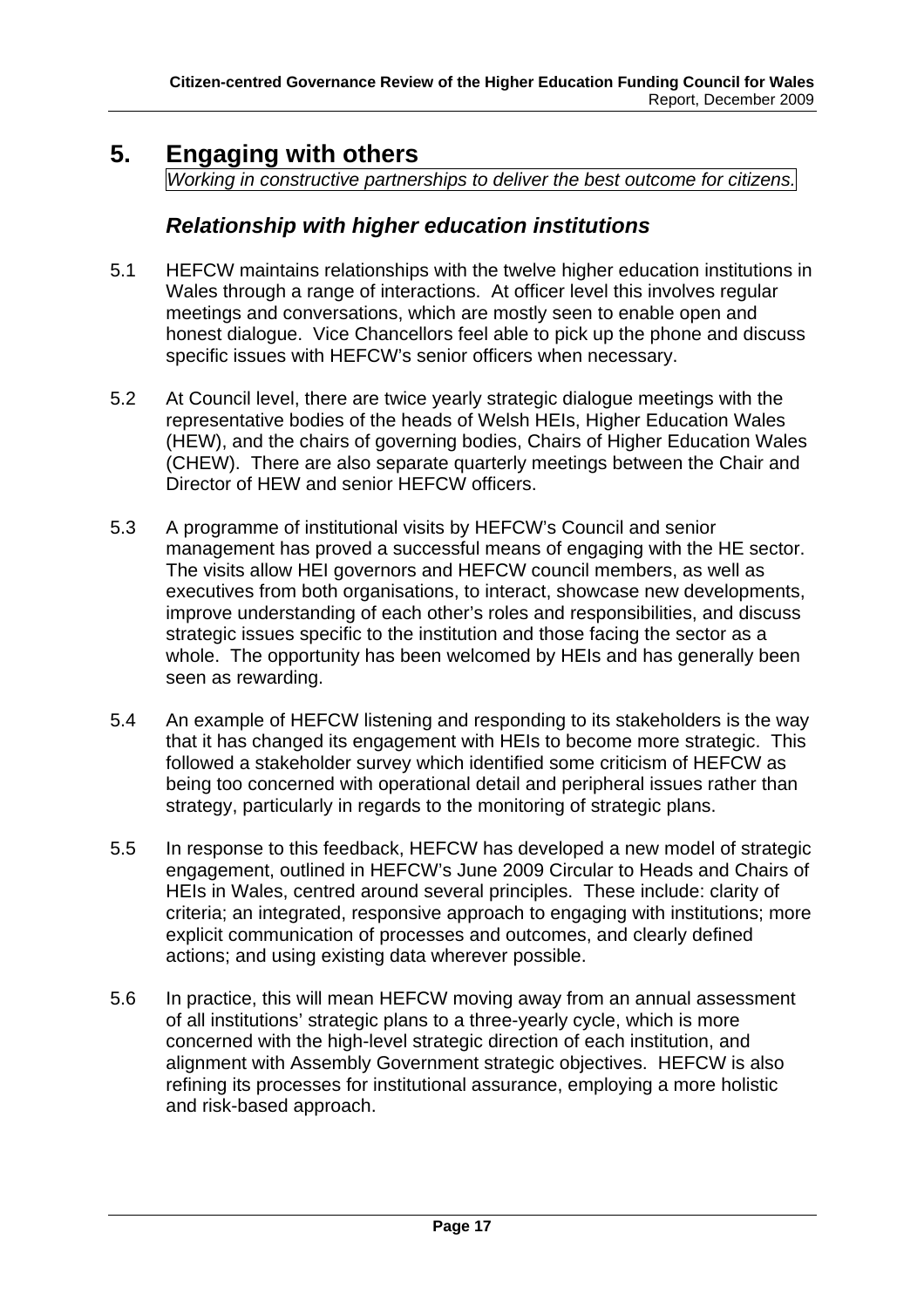# 5. Engaging with others

*Working in constructive partnerships to deliver the best outcome for citizens.*

## *Relationship with higher education institutions*

5.1 HEFCW maintains relationships with the twelve higher education institutions in Wales through a range of interactions. At officer level this involves regular meetings and conversations, which are mostly seen to enable open and honest dialogue. Vice Chancellors feel able to pick up the phone and discuss specific issues with HEFCW's senior officers when necessary.

5.2 At Council level, there are twice yearly strategic dialogue meetings with the representative bodies of the heads of Welsh HEIs, Higher Education Wales (HEW), and the chairs of governing bodies, Chairs of Higher Education Wales (CHEW). There are also separate quarterly meetings between the Chair and Director of HEW and senior HEFCW officers.

5.3 A programme of institutional visits by HEFCW's Council and senior management has proved a successful means of engaging with the HE sector. The visits allow HEI governors and HEFCW council members, as well as executives from both organisations, to interact, showcase new developments, improve understanding of each other's roles and responsibilities, and discuss strategic issues specific to the institution and those facing the sector as a whole. The opportunity has been welcomed by HEIs and has generally been seen as rewarding.

5.4 An example of HEFCW listening and responding to its stakeholders is the way that it has changed its engagement with HEIs to become more strategic. This followed a stakeholder survey which identified some criticism of HEFCW as being too concerned with operational detail and peripheral issues rather than strategy, particularly in regards to the monitoring of strategic plans.

5.5 In response to this feedback, HEFCW has developed a new model of strategic engagement, outlined in HEFCW's June 2009 Circular to Heads and Chairs of HEIs in Wales, centred around several principles. These include: clarity of criteria; an integrated, responsive approach to engaging with institutions; more explicit communication of processes and outcomes, and clearly defined actions; and using existing data wherever possible.

5.6 In practice, this will mean HEFCW moving away from an annual assessment of all institutions' strategic plans to a three-yearly cycle, which is more concerned with the high-level strategic direction of each institution, and alignment with Assembly Government strategic objectives. HEFCW is also refining its processes for institutional assurance, employing a more holistic and risk-based approach.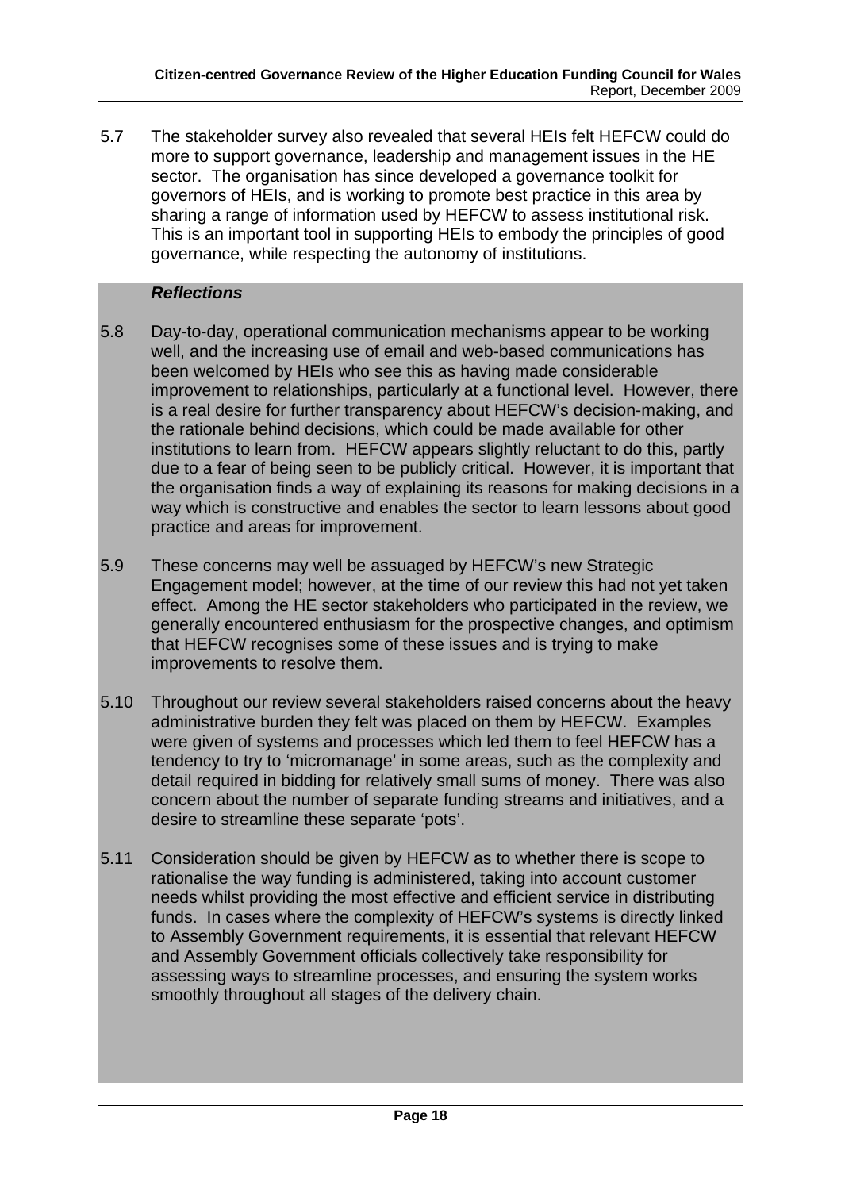5.7 The stakeholder survey also revealed that several HEIs felt HEFCW could do more to support governance, leadership and management issues in the HE sector. The organisation has since developed a governance toolkit for governors of HEIs, and is working to promote best practice in this area by sharing a range of information used by HEFCW to assess institutional risk. This is an important tool in supporting HEIs to embody the principles of good governance, while respecting the autonomy of institutions.

***Reflections***

5.8 Day-to-day, operational communication mechanisms appear to be working well, and the increasing use of email and web-based communications has been welcomed by HEIs who see this as having made considerable improvement to relationships, particularly at a functional level. However, there is a real desire for further transparency about HEFCW's decision-making, and the rationale behind decisions, which could be made available for other institutions to learn from. HEFCW appears slightly reluctant to do this, partly due to a fear of being seen to be publicly critical. However, it is important that the organisation finds a way of explaining its reasons for making decisions in a way which is constructive and enables the sector to learn lessons about good practice and areas for improvement.

5.9 These concerns may well be assuaged by HEFCW's new Strategic Engagement model; however, at the time of our review this had not yet taken effect. Among the HE sector stakeholders who participated in the review, we generally encountered enthusiasm for the prospective changes, and optimism that HEFCW recognises some of these issues and is trying to make improvements to resolve them.

5.10 Throughout our review several stakeholders raised concerns about the heavy administrative burden they felt was placed on them by HEFCW. Examples were given of systems and processes which led them to feel HEFCW has a tendency to try to 'micromanage' in some areas, such as the complexity and detail required in bidding for relatively small sums of money. There was also concern about the number of separate funding streams and initiatives, and a desire to streamline these separate 'pots'.

5.11 Consideration should be given by HEFCW as to whether there is scope to rationalise the way funding is administered, taking into account customer needs whilst providing the most effective and efficient service in distributing funds. In cases where the complexity of HEFCW's systems is directly linked to Assembly Government requirements, it is essential that relevant HEFCW and Assembly Government officials collectively take responsibility for assessing ways to streamline processes, and ensuring the system works smoothly throughout all stages of the delivery chain.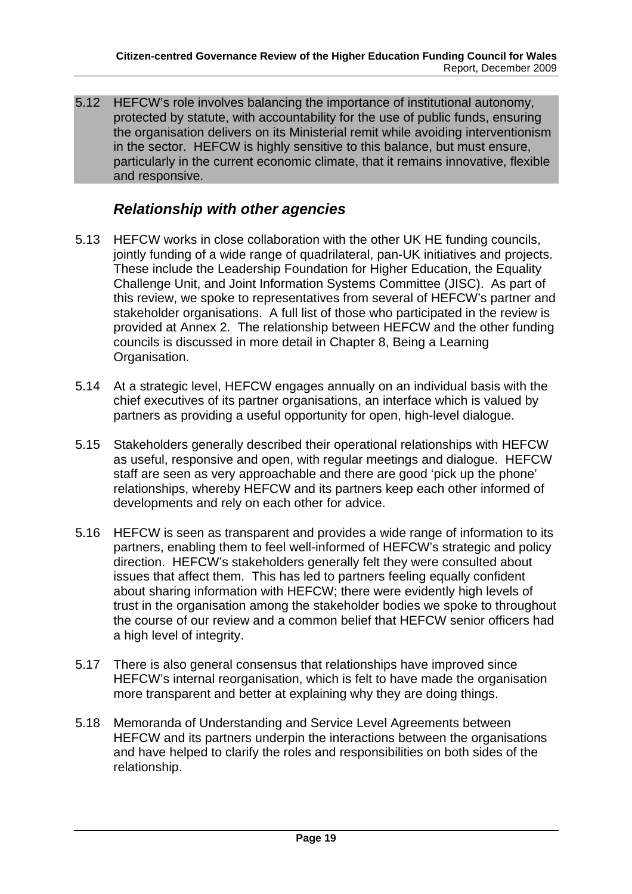5.12 HEFCW's role involves balancing the importance of institutional autonomy, protected by statute, with accountability for the use of public funds, ensuring the organisation delivers on its Ministerial remit while avoiding interventionism in the sector. HEFCW is highly sensitive to this balance, but must ensure, particularly in the current economic climate, that it remains innovative, flexible and responsive.

### *Relationship with other agencies*

5.13 HEFCW works in close collaboration with the other UK HE funding councils, jointly funding of a wide range of quadrilateral, pan-UK initiatives and projects. These include the Leadership Foundation for Higher Education, the Equality Challenge Unit, and Joint Information Systems Committee (JISC). As part of this review, we spoke to representatives from several of HEFCW's partner and stakeholder organisations. A full list of those who participated in the review is provided at Annex 2. The relationship between HEFCW and the other funding councils is discussed in more detail in Chapter 8, Being a Learning Organisation.

5.14 At a strategic level, HEFCW engages annually on an individual basis with the chief executives of its partner organisations, an interface which is valued by partners as providing a useful opportunity for open, high-level dialogue.

5.15 Stakeholders generally described their operational relationships with HEFCW as useful, responsive and open, with regular meetings and dialogue. HEFCW staff are seen as very approachable and there are good 'pick up the phone' relationships, whereby HEFCW and its partners keep each other informed of developments and rely on each other for advice.

5.16 HEFCW is seen as transparent and provides a wide range of information to its partners, enabling them to feel well-informed of HEFCW's strategic and policy direction. HEFCW's stakeholders generally felt they were consulted about issues that affect them. This has led to partners feeling equally confident about sharing information with HEFCW; there were evidently high levels of trust in the organisation among the stakeholder bodies we spoke to throughout the course of our review and a common belief that HEFCW senior officers had a high level of integrity.

5.17 There is also general consensus that relationships have improved since HEFCW's internal reorganisation, which is felt to have made the organisation more transparent and better at explaining why they are doing things.

5.18 Memoranda of Understanding and Service Level Agreements between HEFCW and its partners underpin the interactions between the organisations and have helped to clarify the roles and responsibilities on both sides of the relationship.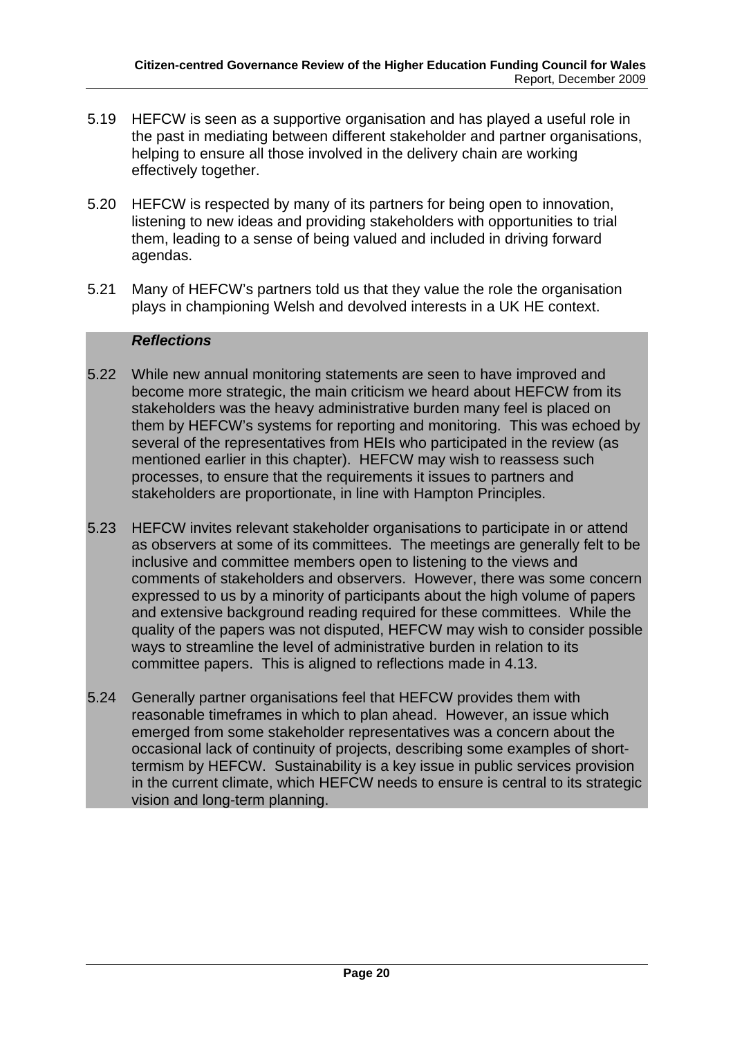5.19 HEFCW is seen as a supportive organisation and has played a useful role in the past in mediating between different stakeholder and partner organisations, helping to ensure all those involved in the delivery chain are working effectively together.

5.20 HEFCW is respected by many of its partners for being open to innovation, listening to new ideas and providing stakeholders with opportunities to trial them, leading to a sense of being valued and included in driving forward agendas.

5.21 Many of HEFCW's partners told us that they value the role the organisation plays in championing Welsh and devolved interests in a UK HE context.

***Reflections***

5.22 While new annual monitoring statements are seen to have improved and become more strategic, the main criticism we heard about HEFCW from its stakeholders was the heavy administrative burden many feel is placed on them by HEFCW's systems for reporting and monitoring. This was echoed by several of the representatives from HEIs who participated in the review (as mentioned earlier in this chapter). HEFCW may wish to reassess such processes, to ensure that the requirements it issues to partners and stakeholders are proportionate, in line with Hampton Principles.

5.23 HEFCW invites relevant stakeholder organisations to participate in or attend as observers at some of its committees. The meetings are generally felt to be inclusive and committee members open to listening to the views and comments of stakeholders and observers. However, there was some concern expressed to us by a minority of participants about the high volume of papers and extensive background reading required for these committees. While the quality of the papers was not disputed, HEFCW may wish to consider possible ways to streamline the level of administrative burden in relation to its committee papers. This is aligned to reflections made in 4.13.

5.24 Generally partner organisations feel that HEFCW provides them with reasonable timeframes in which to plan ahead. However, an issue which emerged from some stakeholder representatives was a concern about the occasional lack of continuity of projects, describing some examples of short-termism by HEFCW. Sustainability is a key issue in public services provision in the current climate, which HEFCW needs to ensure is central to its strategic vision and long-term planning.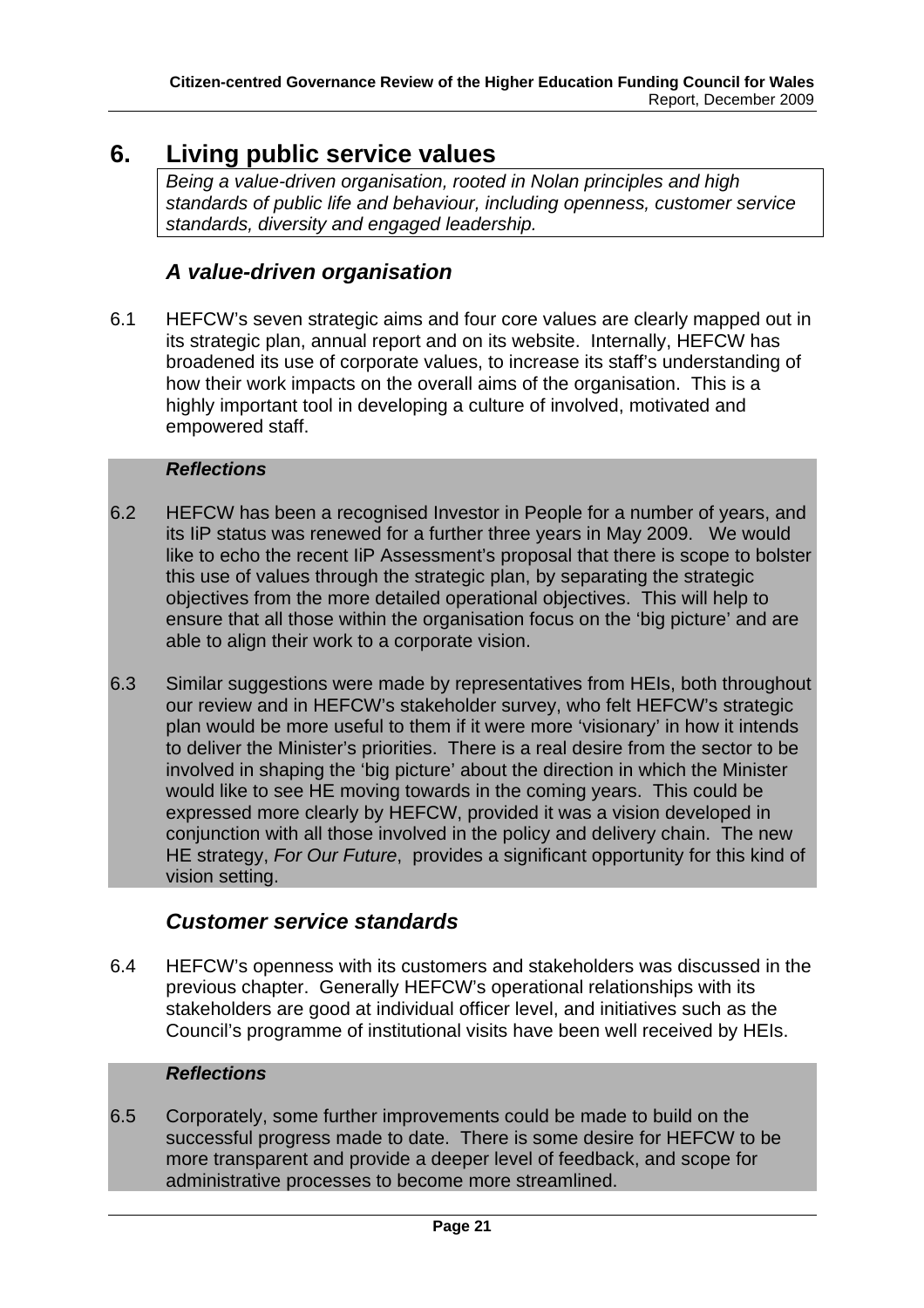# 6. Living public service values

*Being a value-driven organisation, rooted in Nolan principles and high standards of public life and behaviour, including openness, customer service standards, diversity and engaged leadership.*

## *A value-driven organisation*

6.1 HEFCW's seven strategic aims and four core values are clearly mapped out in its strategic plan, annual report and on its website. Internally, HEFCW has broadened its use of corporate values, to increase its staff's understanding of how their work impacts on the overall aims of the organisation. This is a highly important tool in developing a culture of involved, motivated and empowered staff.

***Reflections***

6.2 HEFCW has been a recognised Investor in People for a number of years, and its IiP status was renewed for a further three years in May 2009. We would like to echo the recent IiP Assessment's proposal that there is scope to bolster this use of values through the strategic plan, by separating the strategic objectives from the more detailed operational objectives. This will help to ensure that all those within the organisation focus on the 'big picture' and are able to align their work to a corporate vision.

6.3 Similar suggestions were made by representatives from HEIs, both throughout our review and in HEFCW's stakeholder survey, who felt HEFCW's strategic plan would be more useful to them if it were more 'visionary' in how it intends to deliver the Minister's priorities. There is a real desire from the sector to be involved in shaping the 'big picture' about the direction in which the Minister would like to see HE moving towards in the coming years. This could be expressed more clearly by HEFCW, provided it was a vision developed in conjunction with all those involved in the policy and delivery chain. The new HE strategy, *For Our Future*, provides a significant opportunity for this kind of vision setting.

## *Customer service standards*

6.4 HEFCW's openness with its customers and stakeholders was discussed in the previous chapter. Generally HEFCW's operational relationships with its stakeholders are good at individual officer level, and initiatives such as the Council's programme of institutional visits have been well received by HEIs.

***Reflections***

6.5 Corporately, some further improvements could be made to build on the successful progress made to date. There is some desire for HEFCW to be more transparent and provide a deeper level of feedback, and scope for administrative processes to become more streamlined.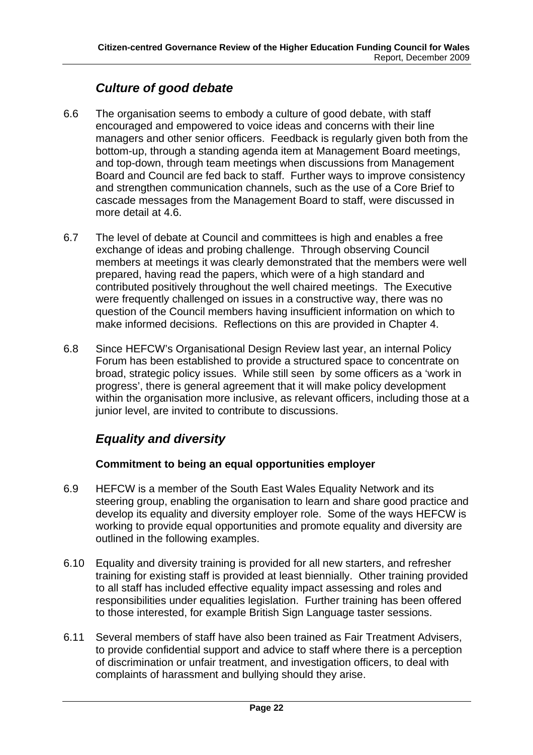## *Culture of good debate*

6.6 The organisation seems to embody a culture of good debate, with staff encouraged and empowered to voice ideas and concerns with their line managers and other senior officers. Feedback is regularly given both from the bottom-up, through a standing agenda item at Management Board meetings, and top-down, through team meetings when discussions from Management Board and Council are fed back to staff. Further ways to improve consistency and strengthen communication channels, such as the use of a Core Brief to cascade messages from the Management Board to staff, were discussed in more detail at 4.6.

6.7 The level of debate at Council and committees is high and enables a free exchange of ideas and probing challenge. Through observing Council members at meetings it was clearly demonstrated that the members were well prepared, having read the papers, which were of a high standard and contributed positively throughout the well chaired meetings. The Executive were frequently challenged on issues in a constructive way, there was no question of the Council members having insufficient information on which to make informed decisions. Reflections on this are provided in Chapter 4.

6.8 Since HEFCW's Organisational Design Review last year, an internal Policy Forum has been established to provide a structured space to concentrate on broad, strategic policy issues. While still seen by some officers as a 'work in progress', there is general agreement that it will make policy development within the organisation more inclusive, as relevant officers, including those at a junior level, are invited to contribute to discussions.

## *Equality and diversity*

### Commitment to being an equal opportunities employer

6.9 HEFCW is a member of the South East Wales Equality Network and its steering group, enabling the organisation to learn and share good practice and develop its equality and diversity employer role. Some of the ways HEFCW is working to provide equal opportunities and promote equality and diversity are outlined in the following examples.

6.10 Equality and diversity training is provided for all new starters, and refresher training for existing staff is provided at least biennially. Other training provided to all staff has included effective equality impact assessing and roles and responsibilities under equalities legislation. Further training has been offered to those interested, for example British Sign Language taster sessions.

6.11 Several members of staff have also been trained as Fair Treatment Advisers, to provide confidential support and advice to staff where there is a perception of discrimination or unfair treatment, and investigation officers, to deal with complaints of harassment and bullying should they arise.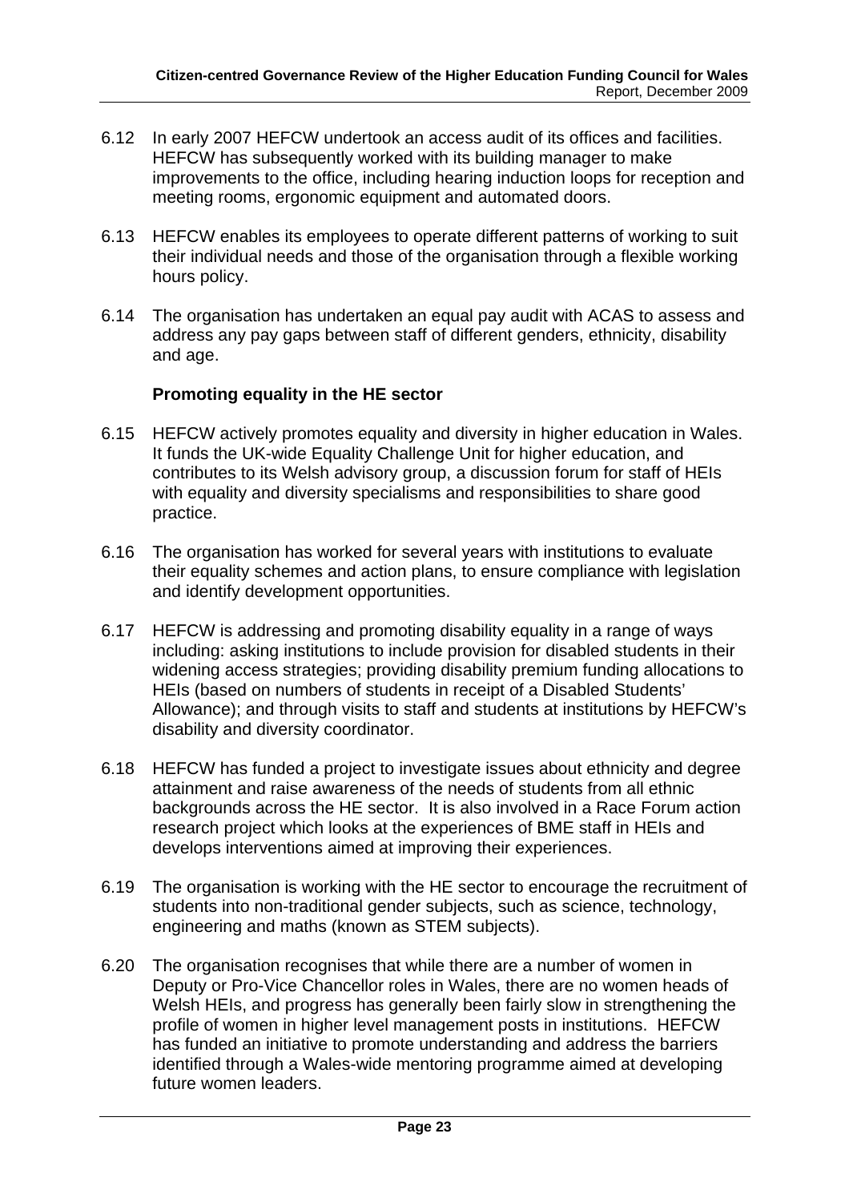6.12 In early 2007 HEFCW undertook an access audit of its offices and facilities. HEFCW has subsequently worked with its building manager to make improvements to the office, including hearing induction loops for reception and meeting rooms, ergonomic equipment and automated doors.

6.13 HEFCW enables its employees to operate different patterns of working to suit their individual needs and those of the organisation through a flexible working hours policy.

6.14 The organisation has undertaken an equal pay audit with ACAS to assess and address any pay gaps between staff of different genders, ethnicity, disability and age.

**Promoting equality in the HE sector**

6.15 HEFCW actively promotes equality and diversity in higher education in Wales. It funds the UK-wide Equality Challenge Unit for higher education, and contributes to its Welsh advisory group, a discussion forum for staff of HEIs with equality and diversity specialisms and responsibilities to share good practice.

6.16 The organisation has worked for several years with institutions to evaluate their equality schemes and action plans, to ensure compliance with legislation and identify development opportunities.

6.17 HEFCW is addressing and promoting disability equality in a range of ways including: asking institutions to include provision for disabled students in their widening access strategies; providing disability premium funding allocations to HEIs (based on numbers of students in receipt of a Disabled Students' Allowance); and through visits to staff and students at institutions by HEFCW's disability and diversity coordinator.

6.18 HEFCW has funded a project to investigate issues about ethnicity and degree attainment and raise awareness of the needs of students from all ethnic backgrounds across the HE sector. It is also involved in a Race Forum action research project which looks at the experiences of BME staff in HEIs and develops interventions aimed at improving their experiences.

6.19 The organisation is working with the HE sector to encourage the recruitment of students into non-traditional gender subjects, such as science, technology, engineering and maths (known as STEM subjects).

6.20 The organisation recognises that while there are a number of women in Deputy or Pro-Vice Chancellor roles in Wales, there are no women heads of Welsh HEIs, and progress has generally been fairly slow in strengthening the profile of women in higher level management posts in institutions. HEFCW has funded an initiative to promote understanding and address the barriers identified through a Wales-wide mentoring programme aimed at developing future women leaders.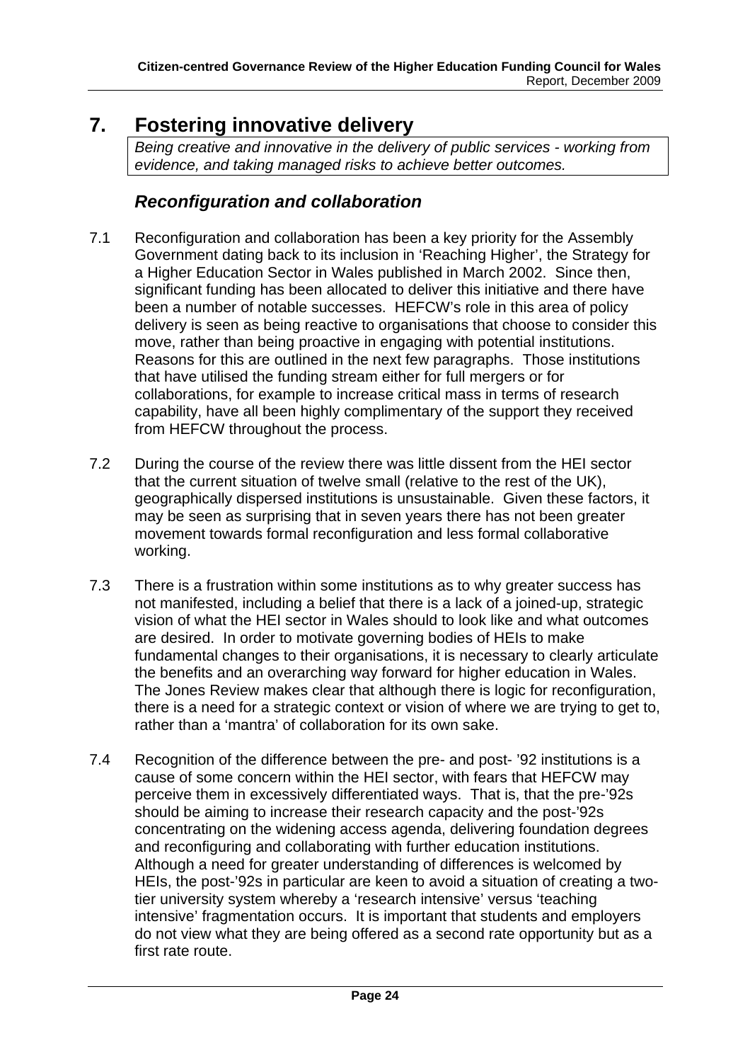# 7. Fostering innovative delivery

*Being creative and innovative in the delivery of public services - working from evidence, and taking managed risks to achieve better outcomes.*

## *Reconfiguration and collaboration*

7.1 Reconfiguration and collaboration has been a key priority for the Assembly Government dating back to its inclusion in 'Reaching Higher', the Strategy for a Higher Education Sector in Wales published in March 2002. Since then, significant funding has been allocated to deliver this initiative and there have been a number of notable successes. HEFCW's role in this area of policy delivery is seen as being reactive to organisations that choose to consider this move, rather than being proactive in engaging with potential institutions. Reasons for this are outlined in the next few paragraphs. Those institutions that have utilised the funding stream either for full mergers or for collaborations, for example to increase critical mass in terms of research capability, have all been highly complimentary of the support they received from HEFCW throughout the process.

7.2 During the course of the review there was little dissent from the HEI sector that the current situation of twelve small (relative to the rest of the UK), geographically dispersed institutions is unsustainable. Given these factors, it may be seen as surprising that in seven years there has not been greater movement towards formal reconfiguration and less formal collaborative working.

7.3 There is a frustration within some institutions as to why greater success has not manifested, including a belief that there is a lack of a joined-up, strategic vision of what the HEI sector in Wales should to look like and what outcomes are desired. In order to motivate governing bodies of HEIs to make fundamental changes to their organisations, it is necessary to clearly articulate the benefits and an overarching way forward for higher education in Wales. The Jones Review makes clear that although there is logic for reconfiguration, there is a need for a strategic context or vision of where we are trying to get to, rather than a 'mantra' of collaboration for its own sake.

7.4 Recognition of the difference between the pre- and post- '92 institutions is a cause of some concern within the HEI sector, with fears that HEFCW may perceive them in excessively differentiated ways. That is, that the pre-'92s should be aiming to increase their research capacity and the post-'92s concentrating on the widening access agenda, delivering foundation degrees and reconfiguring and collaborating with further education institutions. Although a need for greater understanding of differences is welcomed by HEIs, the post-'92s in particular are keen to avoid a situation of creating a two-tier university system whereby a 'research intensive' versus 'teaching intensive' fragmentation occurs. It is important that students and employers do not view what they are being offered as a second rate opportunity but as a first rate route.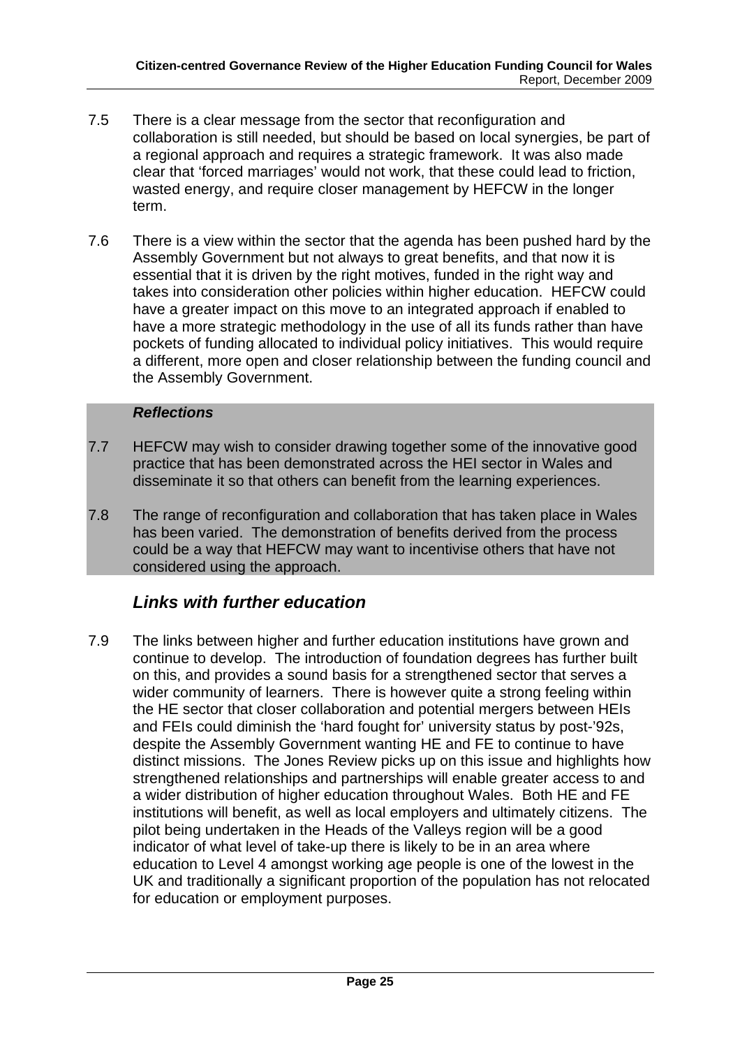7.5 There is a clear message from the sector that reconfiguration and collaboration is still needed, but should be based on local synergies, be part of a regional approach and requires a strategic framework. It was also made clear that 'forced marriages' would not work, that these could lead to friction, wasted energy, and require closer management by HEFCW in the longer term.

7.6 There is a view within the sector that the agenda has been pushed hard by the Assembly Government but not always to great benefits, and that now it is essential that it is driven by the right motives, funded in the right way and takes into consideration other policies within higher education. HEFCW could have a greater impact on this move to an integrated approach if enabled to have a more strategic methodology in the use of all its funds rather than have pockets of funding allocated to individual policy initiatives. This would require a different, more open and closer relationship between the funding council and the Assembly Government.

***Reflections***

7.7 HEFCW may wish to consider drawing together some of the innovative good practice that has been demonstrated across the HEI sector in Wales and disseminate it so that others can benefit from the learning experiences.

7.8 The range of reconfiguration and collaboration that has taken place in Wales has been varied. The demonstration of benefits derived from the process could be a way that HEFCW may want to incentivise others that have not considered using the approach.

## *Links with further education*

7.9 The links between higher and further education institutions have grown and continue to develop. The introduction of foundation degrees has further built on this, and provides a sound basis for a strengthened sector that serves a wider community of learners. There is however quite a strong feeling within the HE sector that closer collaboration and potential mergers between HEIs and FEIs could diminish the 'hard fought for' university status by post-'92s, despite the Assembly Government wanting HE and FE to continue to have distinct missions. The Jones Review picks up on this issue and highlights how strengthened relationships and partnerships will enable greater access to and a wider distribution of higher education throughout Wales. Both HE and FE institutions will benefit, as well as local employers and ultimately citizens. The pilot being undertaken in the Heads of the Valleys region will be a good indicator of what level of take-up there is likely to be in an area where education to Level 4 amongst working age people is one of the lowest in the UK and traditionally a significant proportion of the population has not relocated for education or employment purposes.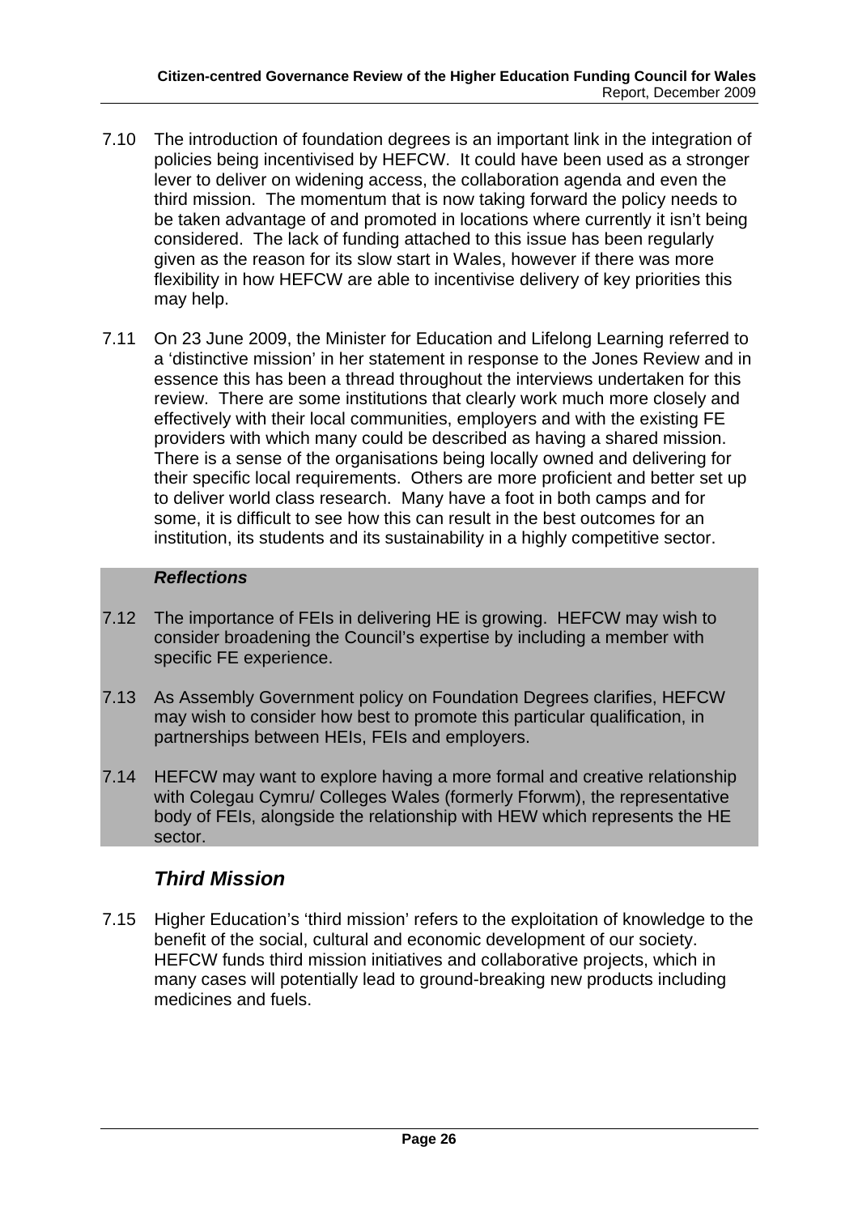7.10 The introduction of foundation degrees is an important link in the integration of policies being incentivised by HEFCW. It could have been used as a stronger lever to deliver on widening access, the collaboration agenda and even the third mission. The momentum that is now taking forward the policy needs to be taken advantage of and promoted in locations where currently it isn't being considered. The lack of funding attached to this issue has been regularly given as the reason for its slow start in Wales, however if there was more flexibility in how HEFCW are able to incentivise delivery of key priorities this may help.

7.11 On 23 June 2009, the Minister for Education and Lifelong Learning referred to a 'distinctive mission' in her statement in response to the Jones Review and in essence this has been a thread throughout the interviews undertaken for this review. There are some institutions that clearly work much more closely and effectively with their local communities, employers and with the existing FE providers with which many could be described as having a shared mission. There is a sense of the organisations being locally owned and delivering for their specific local requirements. Others are more proficient and better set up to deliver world class research. Many have a foot in both camps and for some, it is difficult to see how this can result in the best outcomes for an institution, its students and its sustainability in a highly competitive sector.

***Reflections***

7.12 The importance of FEIs in delivering HE is growing. HEFCW may wish to consider broadening the Council's expertise by including a member with specific FE experience.

7.13 As Assembly Government policy on Foundation Degrees clarifies, HEFCW may wish to consider how best to promote this particular qualification, in partnerships between HEIs, FEIs and employers.

7.14 HEFCW may want to explore having a more formal and creative relationship with Colegau Cymru/ Colleges Wales (formerly Fforwm), the representative body of FEIs, alongside the relationship with HEW which represents the HE sector.

## *Third Mission*

7.15 Higher Education's 'third mission' refers to the exploitation of knowledge to the benefit of the social, cultural and economic development of our society. HEFCW funds third mission initiatives and collaborative projects, which in many cases will potentially lead to ground-breaking new products including medicines and fuels.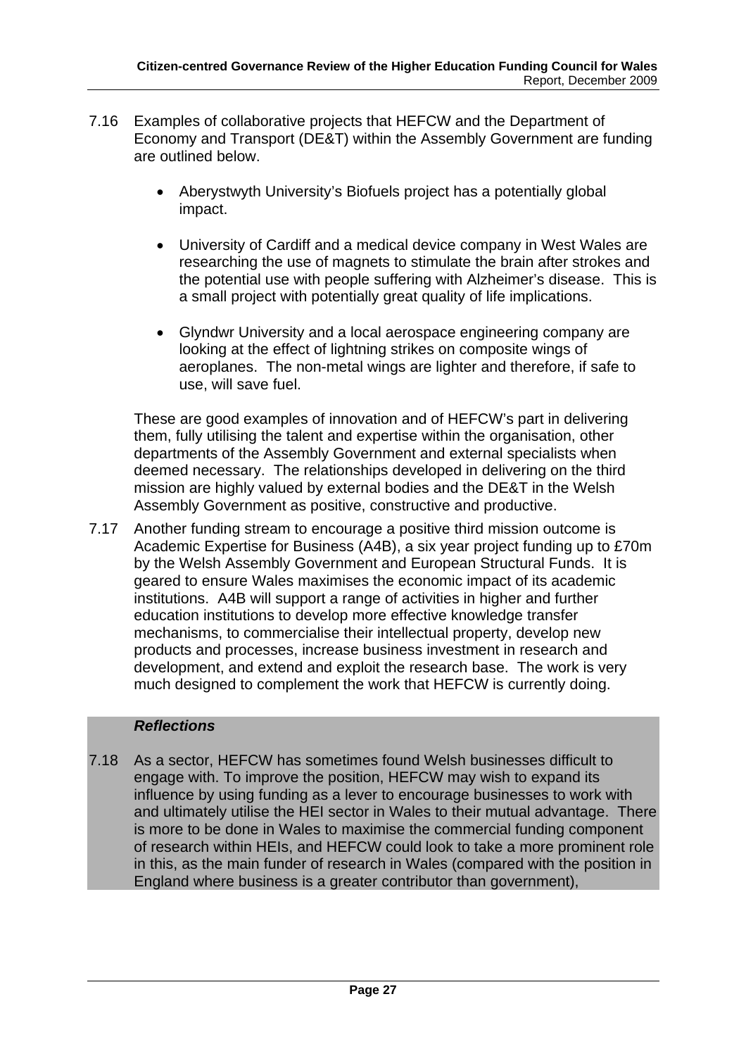7.16 Examples of collaborative projects that HEFCW and the Department of Economy and Transport (DE&T) within the Assembly Government are funding are outlined below.

- Aberystwyth University's Biofuels project has a potentially global impact.

- University of Cardiff and a medical device company in West Wales are researching the use of magnets to stimulate the brain after strokes and the potential use with people suffering with Alzheimer's disease. This is a small project with potentially great quality of life implications.

- Glyndwr University and a local aerospace engineering company are looking at the effect of lightning strikes on composite wings of aeroplanes. The non-metal wings are lighter and therefore, if safe to use, will save fuel.

These are good examples of innovation and of HEFCW's part in delivering them, fully utilising the talent and expertise within the organisation, other departments of the Assembly Government and external specialists when deemed necessary. The relationships developed in delivering on the third mission are highly valued by external bodies and the DE&T in the Welsh Assembly Government as positive, constructive and productive.

7.17 Another funding stream to encourage a positive third mission outcome is Academic Expertise for Business (A4B), a six year project funding up to £70m by the Welsh Assembly Government and European Structural Funds. It is geared to ensure Wales maximises the economic impact of its academic institutions. A4B will support a range of activities in higher and further education institutions to develop more effective knowledge transfer mechanisms, to commercialise their intellectual property, develop new products and processes, increase business investment in research and development, and extend and exploit the research base. The work is very much designed to complement the work that HEFCW is currently doing.

***Reflections***

7.18 As a sector, HEFCW has sometimes found Welsh businesses difficult to engage with. To improve the position, HEFCW may wish to expand its influence by using funding as a lever to encourage businesses to work with and ultimately utilise the HEI sector in Wales to their mutual advantage. There is more to be done in Wales to maximise the commercial funding component of research within HEIs, and HEFCW could look to take a more prominent role in this, as the main funder of research in Wales (compared with the position in England where business is a greater contributor than government),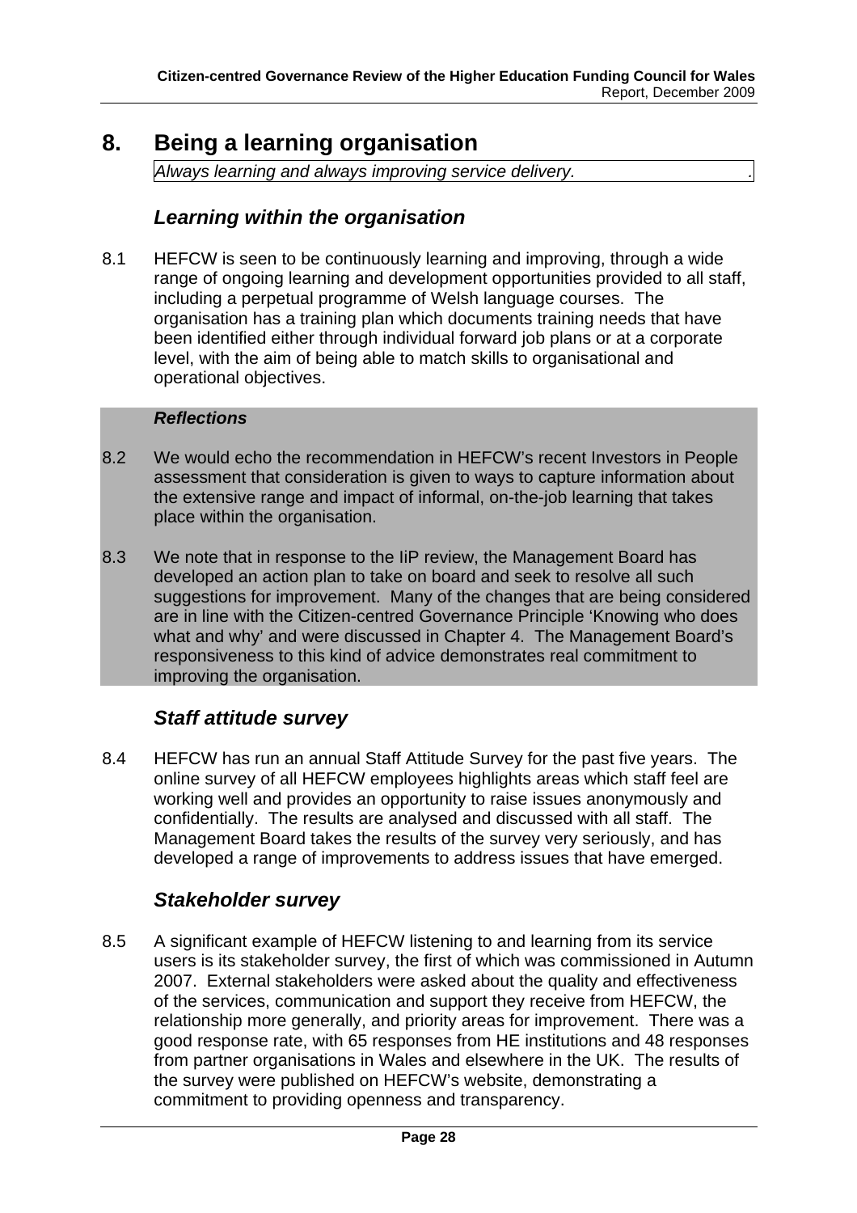# 8. Being a learning organisation

*Always learning and always improving service delivery.*

## *Learning within the organisation*

8.1 HEFCW is seen to be continuously learning and improving, through a wide range of ongoing learning and development opportunities provided to all staff, including a perpetual programme of Welsh language courses. The organisation has a training plan which documents training needs that have been identified either through individual forward job plans or at a corporate level, with the aim of being able to match skills to organisational and operational objectives.

***Reflections***

8.2 We would echo the recommendation in HEFCW's recent Investors in People assessment that consideration is given to ways to capture information about the extensive range and impact of informal, on-the-job learning that takes place within the organisation.

8.3 We note that in response to the IiP review, the Management Board has developed an action plan to take on board and seek to resolve all such suggestions for improvement. Many of the changes that are being considered are in line with the Citizen-centred Governance Principle 'Knowing who does what and why' and were discussed in Chapter 4. The Management Board's responsiveness to this kind of advice demonstrates real commitment to improving the organisation.

## *Staff attitude survey*

8.4 HEFCW has run an annual Staff Attitude Survey for the past five years. The online survey of all HEFCW employees highlights areas which staff feel are working well and provides an opportunity to raise issues anonymously and confidentially. The results are analysed and discussed with all staff. The Management Board takes the results of the survey very seriously, and has developed a range of improvements to address issues that have emerged.

## *Stakeholder survey*

8.5 A significant example of HEFCW listening to and learning from its service users is its stakeholder survey, the first of which was commissioned in Autumn 2007. External stakeholders were asked about the quality and effectiveness of the services, communication and support they receive from HEFCW, the relationship more generally, and priority areas for improvement. There was a good response rate, with 65 responses from HE institutions and 48 responses from partner organisations in Wales and elsewhere in the UK. The results of the survey were published on HEFCW's website, demonstrating a commitment to providing openness and transparency.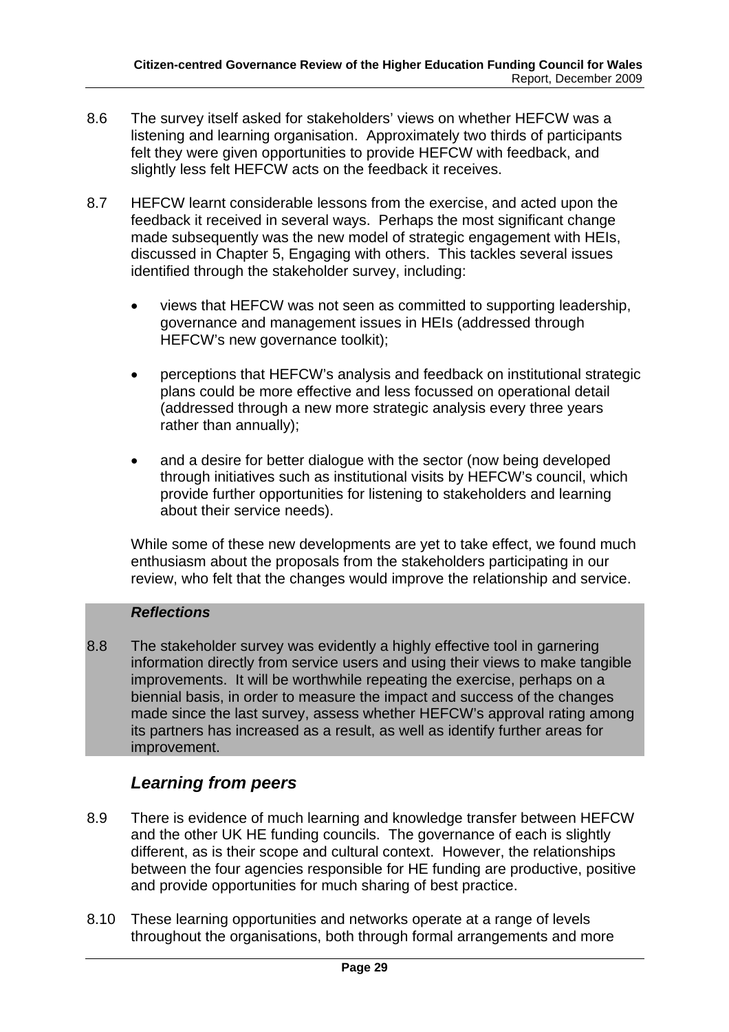8.6 The survey itself asked for stakeholders' views on whether HEFCW was a listening and learning organisation. Approximately two thirds of participants felt they were given opportunities to provide HEFCW with feedback, and slightly less felt HEFCW acts on the feedback it receives.

8.7 HEFCW learnt considerable lessons from the exercise, and acted upon the feedback it received in several ways. Perhaps the most significant change made subsequently was the new model of strategic engagement with HEIs, discussed in Chapter 5, Engaging with others. This tackles several issues identified through the stakeholder survey, including:

- views that HEFCW was not seen as committed to supporting leadership, governance and management issues in HEIs (addressed through HEFCW's new governance toolkit);
- perceptions that HEFCW's analysis and feedback on institutional strategic plans could be more effective and less focussed on operational detail (addressed through a new more strategic analysis every three years rather than annually);
- and a desire for better dialogue with the sector (now being developed through initiatives such as institutional visits by HEFCW's council, which provide further opportunities for listening to stakeholders and learning about their service needs).

While some of these new developments are yet to take effect, we found much enthusiasm about the proposals from the stakeholders participating in our review, who felt that the changes would improve the relationship and service.

***Reflections***

8.8 The stakeholder survey was evidently a highly effective tool in garnering information directly from service users and using their views to make tangible improvements. It will be worthwhile repeating the exercise, perhaps on a biennial basis, in order to measure the impact and success of the changes made since the last survey, assess whether HEFCW's approval rating among its partners has increased as a result, as well as identify further areas for improvement.

## *Learning from peers*

8.9 There is evidence of much learning and knowledge transfer between HEFCW and the other UK HE funding councils. The governance of each is slightly different, as is their scope and cultural context. However, the relationships between the four agencies responsible for HE funding are productive, positive and provide opportunities for much sharing of best practice.

8.10 These learning opportunities and networks operate at a range of levels throughout the organisations, both through formal arrangements and more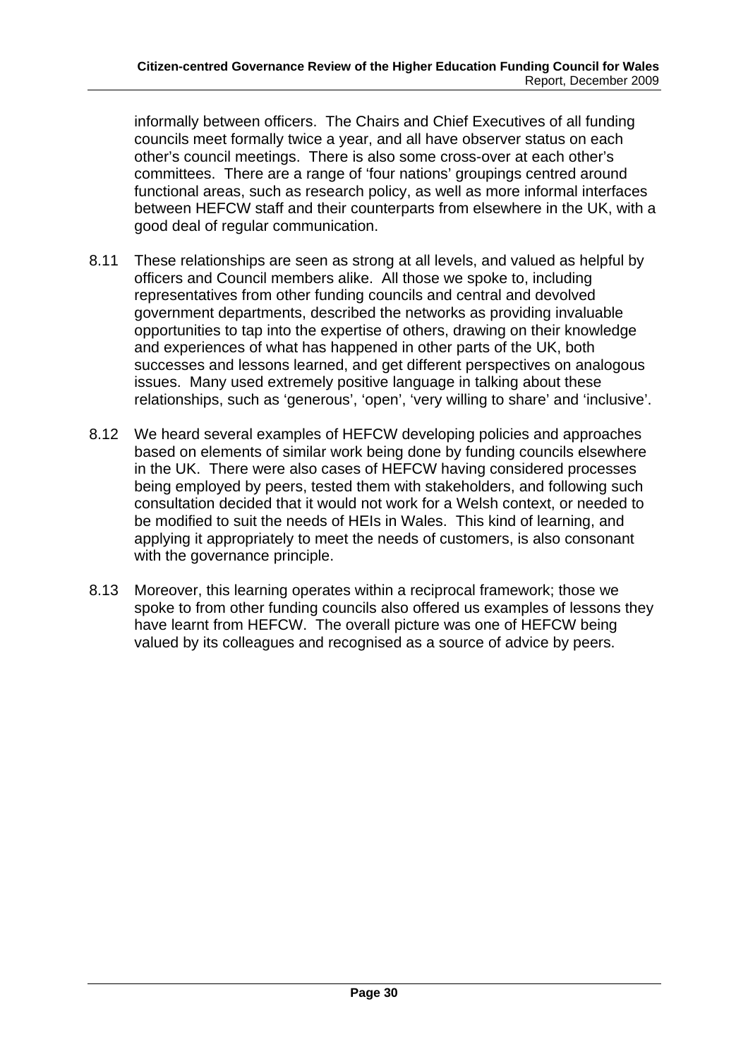informally between officers. The Chairs and Chief Executives of all funding councils meet formally twice a year, and all have observer status on each other's council meetings. There is also some cross-over at each other's committees. There are a range of 'four nations' groupings centred around functional areas, such as research policy, as well as more informal interfaces between HEFCW staff and their counterparts from elsewhere in the UK, with a good deal of regular communication.

8.11 These relationships are seen as strong at all levels, and valued as helpful by officers and Council members alike. All those we spoke to, including representatives from other funding councils and central and devolved government departments, described the networks as providing invaluable opportunities to tap into the expertise of others, drawing on their knowledge and experiences of what has happened in other parts of the UK, both successes and lessons learned, and get different perspectives on analogous issues. Many used extremely positive language in talking about these relationships, such as 'generous', 'open', 'very willing to share' and 'inclusive'.

8.12 We heard several examples of HEFCW developing policies and approaches based on elements of similar work being done by funding councils elsewhere in the UK. There were also cases of HEFCW having considered processes being employed by peers, tested them with stakeholders, and following such consultation decided that it would not work for a Welsh context, or needed to be modified to suit the needs of HEIs in Wales. This kind of learning, and applying it appropriately to meet the needs of customers, is also consonant with the governance principle.

8.13 Moreover, this learning operates within a reciprocal framework; those we spoke to from other funding councils also offered us examples of lessons they have learnt from HEFCW. The overall picture was one of HEFCW being valued by its colleagues and recognised as a source of advice by peers.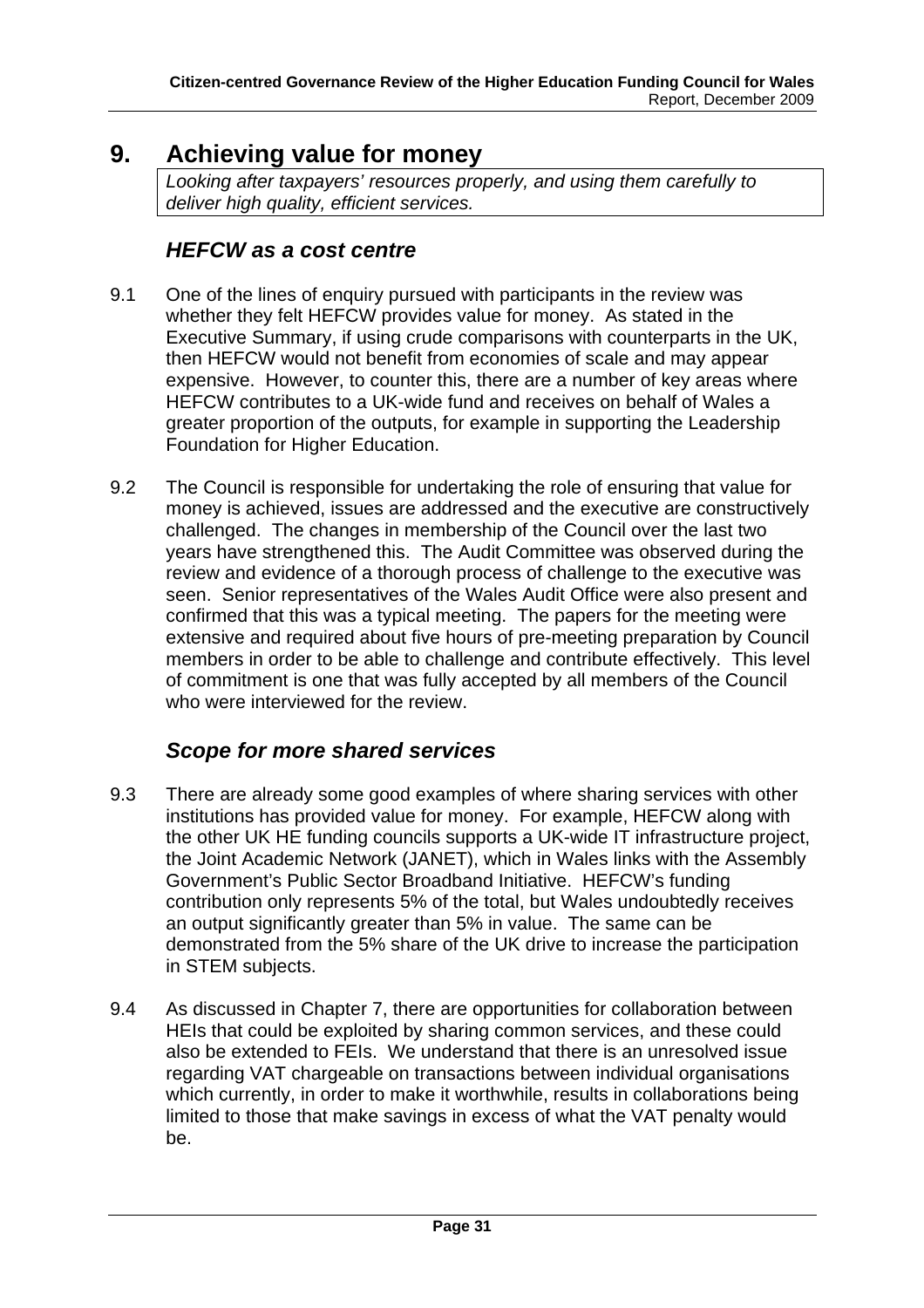# 9. Achieving value for money

*Looking after taxpayers' resources properly, and using them carefully to deliver high quality, efficient services.*

## *HEFCW as a cost centre*

9.1 One of the lines of enquiry pursued with participants in the review was whether they felt HEFCW provides value for money. As stated in the Executive Summary, if using crude comparisons with counterparts in the UK, then HEFCW would not benefit from economies of scale and may appear expensive. However, to counter this, there are a number of key areas where HEFCW contributes to a UK-wide fund and receives on behalf of Wales a greater proportion of the outputs, for example in supporting the Leadership Foundation for Higher Education.

9.2 The Council is responsible for undertaking the role of ensuring that value for money is achieved, issues are addressed and the executive are constructively challenged. The changes in membership of the Council over the last two years have strengthened this. The Audit Committee was observed during the review and evidence of a thorough process of challenge to the executive was seen. Senior representatives of the Wales Audit Office were also present and confirmed that this was a typical meeting. The papers for the meeting were extensive and required about five hours of pre-meeting preparation by Council members in order to be able to challenge and contribute effectively. This level of commitment is one that was fully accepted by all members of the Council who were interviewed for the review.

## *Scope for more shared services*

9.3 There are already some good examples of where sharing services with other institutions has provided value for money. For example, HEFCW along with the other UK HE funding councils supports a UK-wide IT infrastructure project, the Joint Academic Network (JANET), which in Wales links with the Assembly Government's Public Sector Broadband Initiative. HEFCW's funding contribution only represents 5% of the total, but Wales undoubtedly receives an output significantly greater than 5% in value. The same can be demonstrated from the 5% share of the UK drive to increase the participation in STEM subjects.

9.4 As discussed in Chapter 7, there are opportunities for collaboration between HEIs that could be exploited by sharing common services, and these could also be extended to FEIs. We understand that there is an unresolved issue regarding VAT chargeable on transactions between individual organisations which currently, in order to make it worthwhile, results in collaborations being limited to those that make savings in excess of what the VAT penalty would be.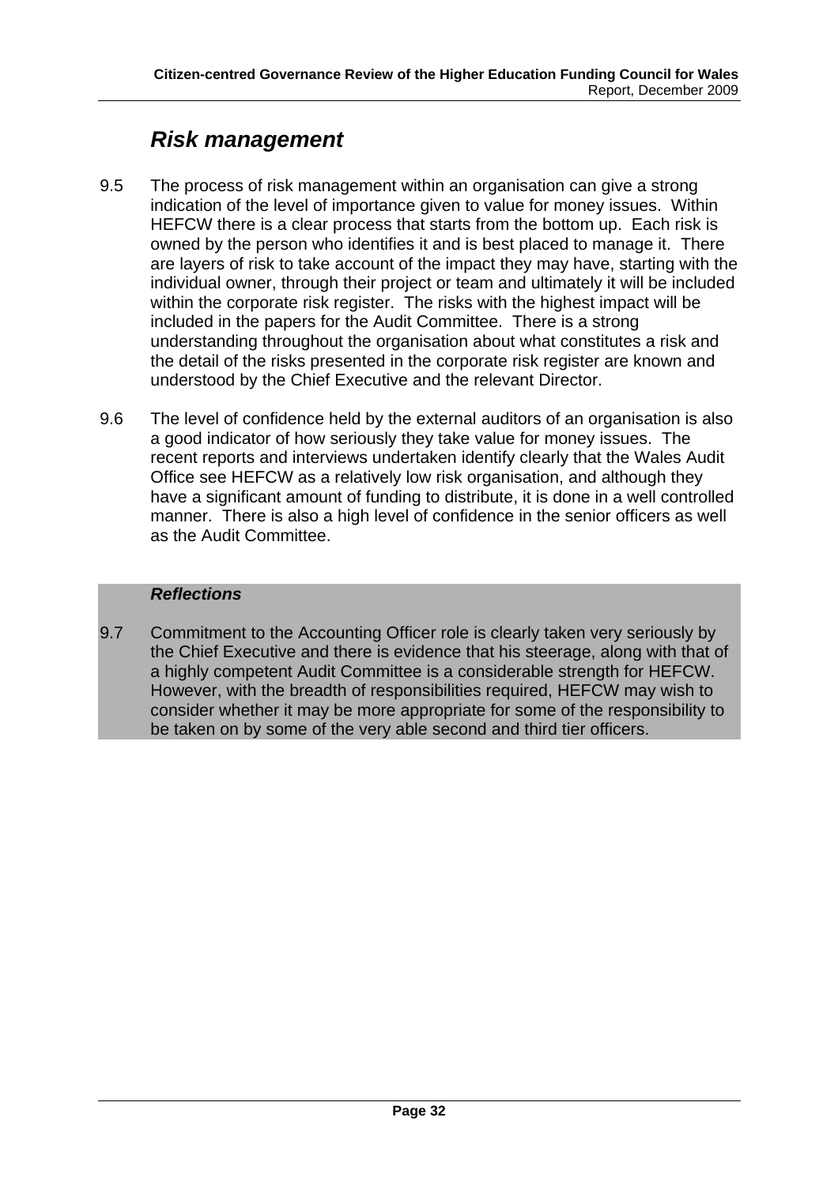## *Risk management*

9.5 The process of risk management within an organisation can give a strong indication of the level of importance given to value for money issues. Within HEFCW there is a clear process that starts from the bottom up. Each risk is owned by the person who identifies it and is best placed to manage it. There are layers of risk to take account of the impact they may have, starting with the individual owner, through their project or team and ultimately it will be included within the corporate risk register. The risks with the highest impact will be included in the papers for the Audit Committee. There is a strong understanding throughout the organisation about what constitutes a risk and the detail of the risks presented in the corporate risk register are known and understood by the Chief Executive and the relevant Director.

9.6 The level of confidence held by the external auditors of an organisation is also a good indicator of how seriously they take value for money issues. The recent reports and interviews undertaken identify clearly that the Wales Audit Office see HEFCW as a relatively low risk organisation, and although they have a significant amount of funding to distribute, it is done in a well controlled manner. There is also a high level of confidence in the senior officers as well as the Audit Committee.

***Reflections***

9.7 Commitment to the Accounting Officer role is clearly taken very seriously by the Chief Executive and there is evidence that his steerage, along with that of a highly competent Audit Committee is a considerable strength for HEFCW. However, with the breadth of responsibilities required, HEFCW may wish to consider whether it may be more appropriate for some of the responsibility to be taken on by some of the very able second and third tier officers.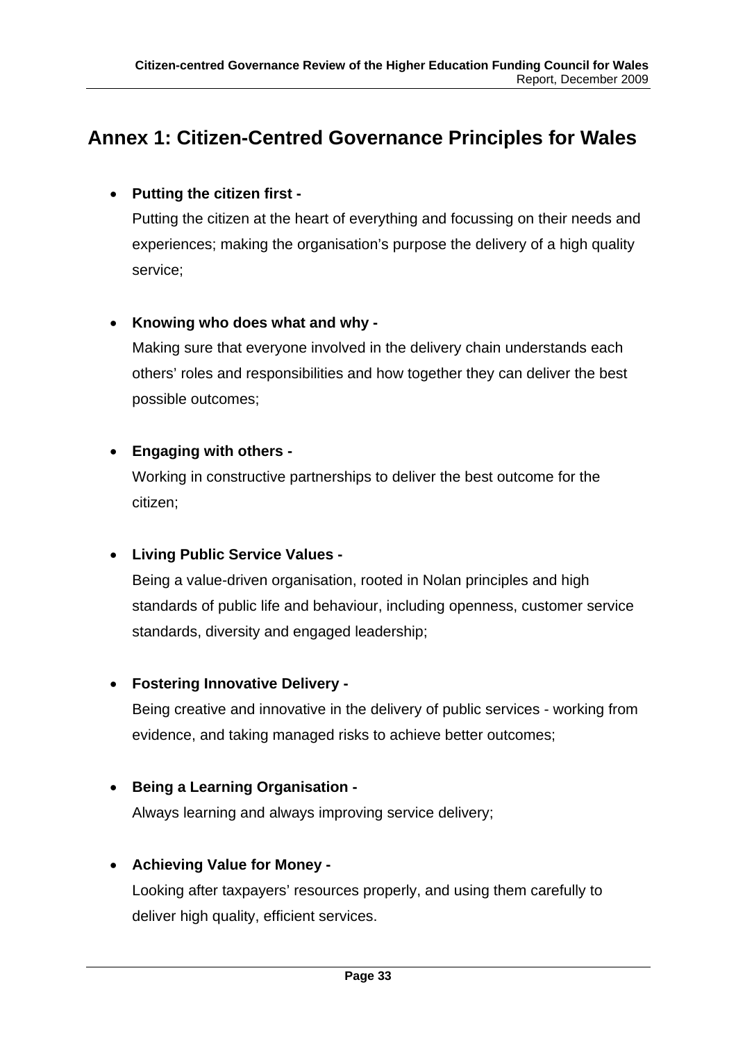# Annex 1: Citizen-Centred Governance Principles for Wales

- **Putting the citizen first -**
  Putting the citizen at the heart of everything and focussing on their needs and experiences; making the organisation's purpose the delivery of a high quality service;

- **Knowing who does what and why -**
  Making sure that everyone involved in the delivery chain understands each others' roles and responsibilities and how together they can deliver the best possible outcomes;

- **Engaging with others -**
  Working in constructive partnerships to deliver the best outcome for the citizen;

- **Living Public Service Values -**
  Being a value-driven organisation, rooted in Nolan principles and high standards of public life and behaviour, including openness, customer service standards, diversity and engaged leadership;

- **Fostering Innovative Delivery -**
  Being creative and innovative in the delivery of public services - working from evidence, and taking managed risks to achieve better outcomes;

- **Being a Learning Organisation -**
  Always learning and always improving service delivery;

- **Achieving Value for Money -**
  Looking after taxpayers' resources properly, and using them carefully to deliver high quality, efficient services.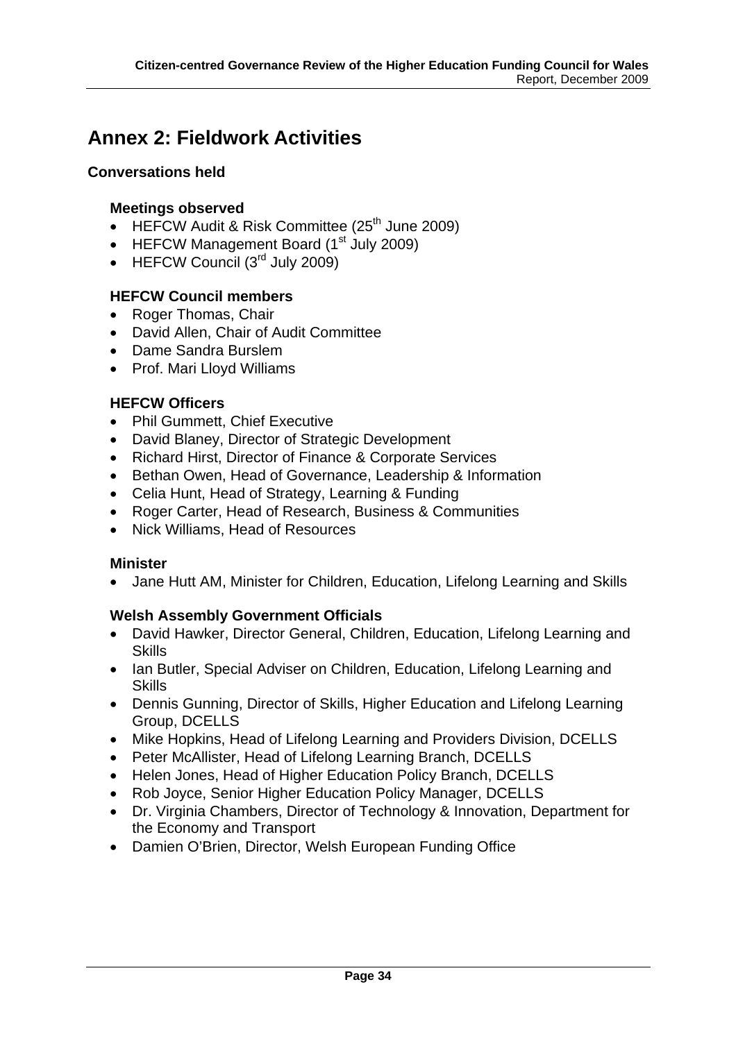# Annex 2: Fieldwork Activities

**Conversations held**

### Meetings observed

- HEFCW Audit & Risk Committee (25th June 2009)
- HEFCW Management Board (1st July 2009)
- HEFCW Council (3rd July 2009)

### HEFCW Council members

- Roger Thomas, Chair
- David Allen, Chair of Audit Committee
- Dame Sandra Burslem
- Prof. Mari Lloyd Williams

### HEFCW Officers

- Phil Gummett, Chief Executive
- David Blaney, Director of Strategic Development
- Richard Hirst, Director of Finance & Corporate Services
- Bethan Owen, Head of Governance, Leadership & Information
- Celia Hunt, Head of Strategy, Learning & Funding
- Roger Carter, Head of Research, Business & Communities
- Nick Williams, Head of Resources

### Minister

- Jane Hutt AM, Minister for Children, Education, Lifelong Learning and Skills

### Welsh Assembly Government Officials

- David Hawker, Director General, Children, Education, Lifelong Learning and Skills
- Ian Butler, Special Adviser on Children, Education, Lifelong Learning and Skills
- Dennis Gunning, Director of Skills, Higher Education and Lifelong Learning Group, DCELLS
- Mike Hopkins, Head of Lifelong Learning and Providers Division, DCELLS
- Peter McAllister, Head of Lifelong Learning Branch, DCELLS
- Helen Jones, Head of Higher Education Policy Branch, DCELLS
- Rob Joyce, Senior Higher Education Policy Manager, DCELLS
- Dr. Virginia Chambers, Director of Technology & Innovation, Department for the Economy and Transport
- Damien O'Brien, Director, Welsh European Funding Office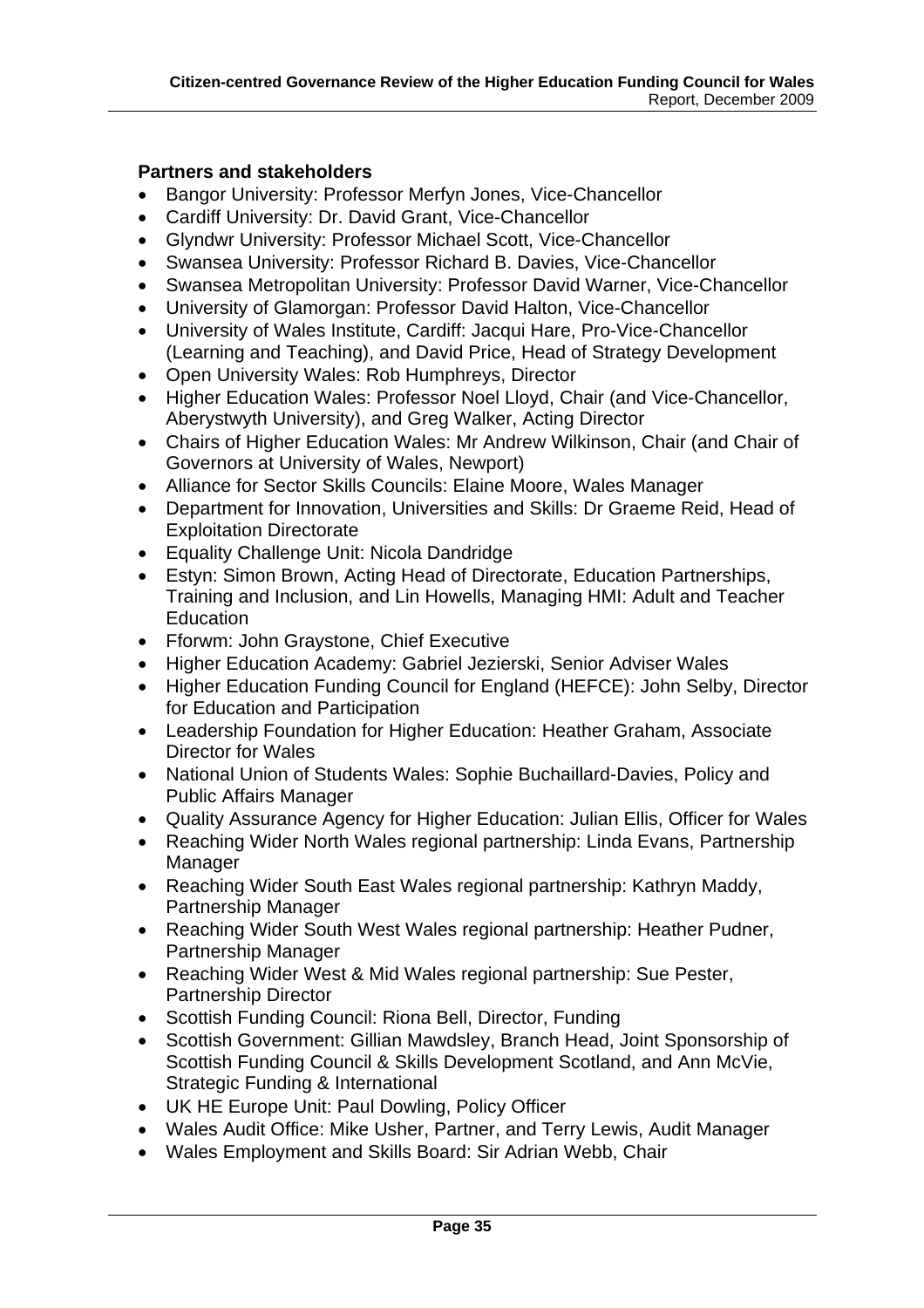**Partners and stakeholders**

- Bangor University: Professor Merfyn Jones, Vice-Chancellor
- Cardiff University: Dr. David Grant, Vice-Chancellor
- Glyndwr University: Professor Michael Scott, Vice-Chancellor
- Swansea University: Professor Richard B. Davies, Vice-Chancellor
- Swansea Metropolitan University: Professor David Warner, Vice-Chancellor
- University of Glamorgan: Professor David Halton, Vice-Chancellor
- University of Wales Institute, Cardiff: Jacqui Hare, Pro-Vice-Chancellor (Learning and Teaching), and David Price, Head of Strategy Development
- Open University Wales: Rob Humphreys, Director
- Higher Education Wales: Professor Noel Lloyd, Chair (and Vice-Chancellor, Aberystwyth University), and Greg Walker, Acting Director
- Chairs of Higher Education Wales: Mr Andrew Wilkinson, Chair (and Chair of Governors at University of Wales, Newport)
- Alliance for Sector Skills Councils: Elaine Moore, Wales Manager
- Department for Innovation, Universities and Skills: Dr Graeme Reid, Head of Exploitation Directorate
- Equality Challenge Unit: Nicola Dandridge
- Estyn: Simon Brown, Acting Head of Directorate, Education Partnerships, Training and Inclusion, and Lin Howells, Managing HMI: Adult and Teacher Education
- Fforwm: John Graystone, Chief Executive
- Higher Education Academy: Gabriel Jezierski, Senior Adviser Wales
- Higher Education Funding Council for England (HEFCE): John Selby, Director for Education and Participation
- Leadership Foundation for Higher Education: Heather Graham, Associate Director for Wales
- National Union of Students Wales: Sophie Buchaillard-Davies, Policy and Public Affairs Manager
- Quality Assurance Agency for Higher Education: Julian Ellis, Officer for Wales
- Reaching Wider North Wales regional partnership: Linda Evans, Partnership Manager
- Reaching Wider South East Wales regional partnership: Kathryn Maddy, Partnership Manager
- Reaching Wider South West Wales regional partnership: Heather Pudner, Partnership Manager
- Reaching Wider West & Mid Wales regional partnership: Sue Pester, Partnership Director
- Scottish Funding Council: Riona Bell, Director, Funding
- Scottish Government: Gillian Mawdsley, Branch Head, Joint Sponsorship of Scottish Funding Council & Skills Development Scotland, and Ann McVie, Strategic Funding & International
- UK HE Europe Unit: Paul Dowling, Policy Officer
- Wales Audit Office: Mike Usher, Partner, and Terry Lewis, Audit Manager
- Wales Employment and Skills Board: Sir Adrian Webb, Chair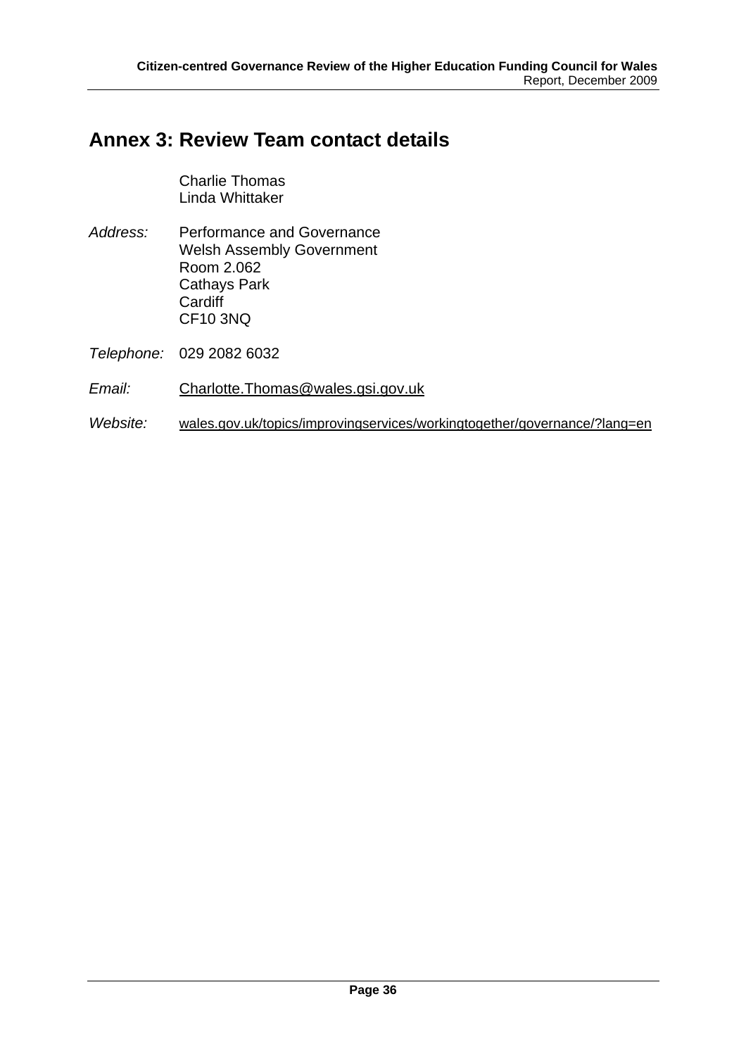## Annex 3: Review Team contact details

Charlie Thomas
Linda Whittaker

*Address:* Performance and Governance
Welsh Assembly Government
Room 2.062
Cathays Park
Cardiff
CF10 3NQ

*Telephone:* 029 2082 6032

*Email:* Charlotte.Thomas@wales.gsi.gov.uk

*Website:* wales.gov.uk/topics/improvingservices/workingtogether/governance/?lang=en